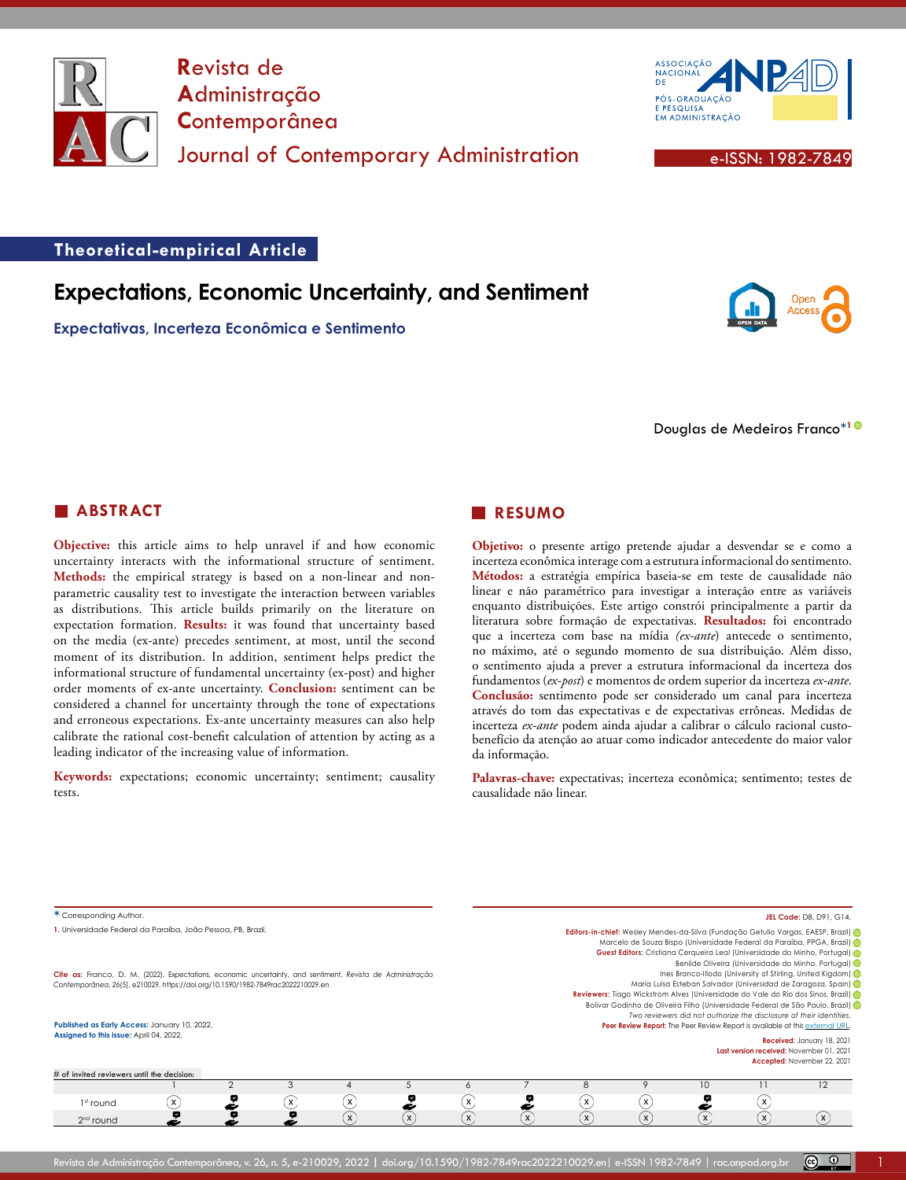# Revista de Administração Contemporânea

Journal of Contemporary Administration

e-ISSN: 1982-7849

**Theoretical-empirical Article**

# Expectations, Economic Uncertainty, and Sentiment

## Expectativas, Incerteza Econômica e Sentimento

Douglas de Medeiros Franco*[1]

## ABSTRACT

**Objective:** this article aims to help unravel if and how economic uncertainty interacts with the informational structure of sentiment. **Methods:** the empirical strategy is based on a non-linear and non-parametric causality test to investigate the interaction between variables as distributions. This article builds primarily on the literature on expectation formation. **Results:** it was found that uncertainty based on the media (ex-ante) precedes sentiment, at most, until the second moment of its distribution. In addition, sentiment helps predict the informational structure of fundamental uncertainty (ex-post) and higher order moments of ex-ante uncertainty. **Conclusion:** sentiment can be considered a channel for uncertainty through the tone of expectations and erroneous expectations. Ex-ante uncertainty measures can also help calibrate the rational cost-benefit calculation of attention by acting as a leading indicator of the increasing value of information.

**Keywords:** expectations; economic uncertainty; sentiment; causality tests.

## RESUMO

**Objetivo:** o presente artigo pretende ajudar a desvendar se e como a incerteza econômica interage com a estrutura informacional do sentimento. **Métodos:** a estratégia empírica baseia-se em teste de causalidade não linear e não paramétrico para investigar a interação entre as variáveis enquanto distribuições. Este artigo constrói principalmente a partir da literatura sobre formação de expectativas. **Resultados:** foi encontrado que a incerteza com base na mídia *(ex-ante)* antecede o sentimento, no máximo, até o segundo momento de sua distribuição. Além disso, o sentimento ajuda a prever a estrutura informacional da incerteza dos fundamentos (*ex-post*) e momentos de ordem superior da incerteza *ex-ante*. **Conclusão:** sentimento pode ser considerado um canal para incerteza através do tom das expectativas e de expectativas errôneas. Medidas de incerteza *ex-ante* podem ainda ajudar a calibrar o cálculo racional custo-benefício da atenção ao atuar como indicador antecedente do maior valor da informação.

**Palavras-chave:** expectativas; incerteza econômica; sentimento; testes de causalidade não linear.

---

\* Corresponding Author.

1. Universidade Federal da Paraíba, João Pessoa, PB, Brazil.

**Cite as:** Franco, D. M. (2022). Expectations, economic uncertainty, and sentiment. *Revista de Administração Contemporânea*, 26(5), e210029. https://doi.org/10.1590/1982-7849rac2022210029.en

**Published as Early Access:** January 10, 2022.
**Assigned to this issue:** April 04, 2022.

**JEL Code:** D8, D91, G14.

**Editors-in-chief:** Wesley Mendes-da-Silva (Fundação Getulio Vargas, EAESP, Brazil)
Marcelo de Souza Bispo (Universidade Federal da Paraíba, PPGA, Brazil)
**Guest Editors:** Cristiana Cerqueira Leal (Universidade do Minho, Portugal)
Benilde Oliveira (Universidade do Minho, Portugal)
Ines Branco-Illodo (University of Stirling, United Kigdom)
María Luisa Esteban Salvador (Universidad de Zaragoza, Spain)
**Reviewers:** Tiago Wickstrom Alves (Universidade do Vale do Rio dos Sinos, Brazil)
Bolivar Godinho de Oliveira Filho (Universidade Federal de São Paulo, Brazil)
*Two reviewers did not authorize the disclosure of their identities.*
**Peer Review Report:** The Peer Review Report is available at this external URL.

**Received:** January 18, 2021
**Last version received:** November 01, 2021
**Accepted:** November 22, 2021

# of invited reviewers until the decision:

| | 1 | 2 | 3 | 4 | 5 | 6 | 7 | 8 | 9 | 10 | 11 | 12 |
|---|---|---|---|---|---|---|---|---|---|---|---|---|
| 1st round | x | ✓ | x | x | ✓ | x | ✓ | x | x | ✓ | x | |
| 2nd round | ✓ | ✓ | ✓ | x | x | x | x | x | x | x | x | x |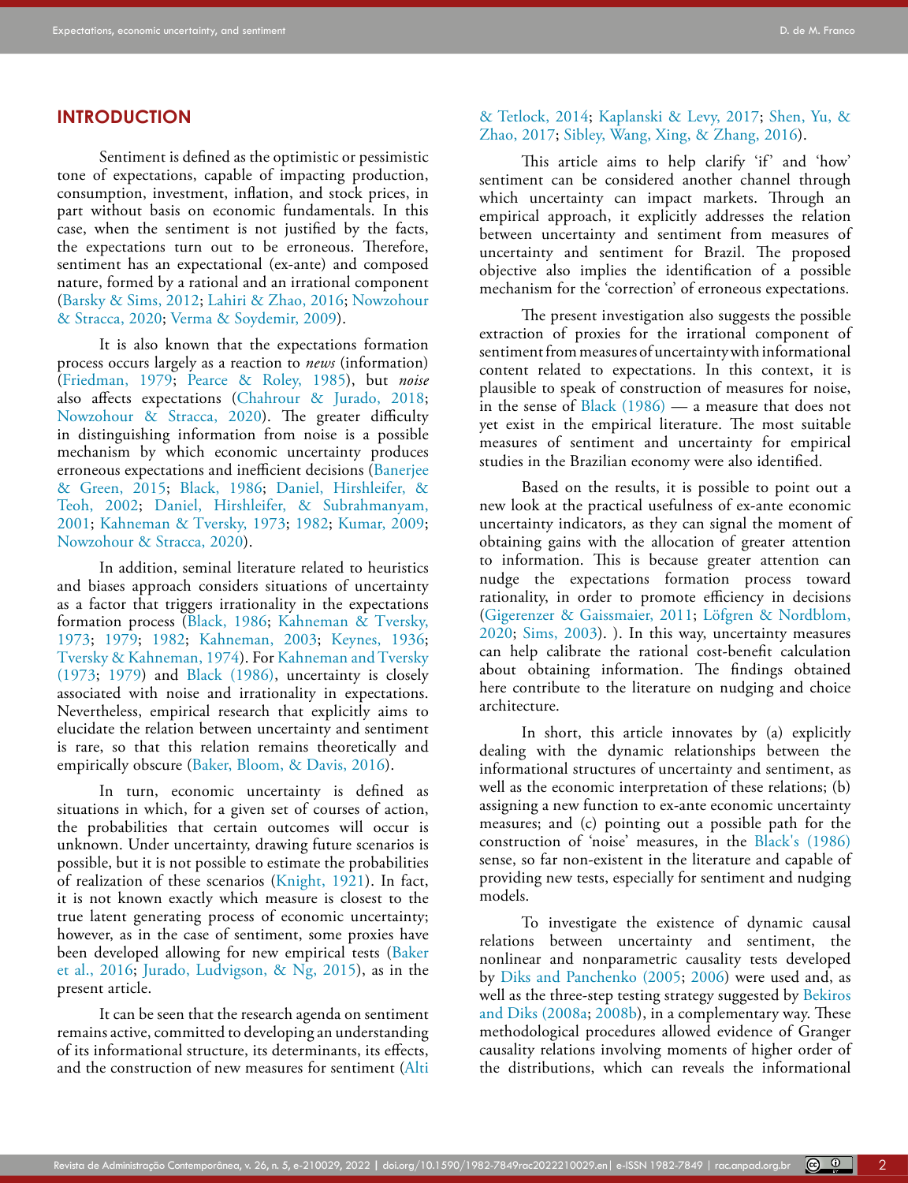## INTRODUCTION

Sentiment is defined as the optimistic or pessimistic tone of expectations, capable of impacting production, consumption, investment, inflation, and stock prices, in part without basis on economic fundamentals. In this case, when the sentiment is not justified by the facts, the expectations turn out to be erroneous. Therefore, sentiment has an expectational (ex-ante) and composed nature, formed by a rational and an irrational component (Barsky & Sims, 2012; Lahiri & Zhao, 2016; Nowzohour & Stracca, 2020; Verma & Soydemir, 2009).

It is also known that the expectations formation process occurs largely as a reaction to *news* (information) (Friedman, 1979; Pearce & Roley, 1985), but *noise* also affects expectations (Chahrour & Jurado, 2018; Nowzohour & Stracca, 2020). The greater difficulty in distinguishing information from noise is a possible mechanism by which economic uncertainty produces erroneous expectations and inefficient decisions (Banerjee & Green, 2015; Black, 1986; Daniel, Hirshleifer, & Teoh, 2002; Daniel, Hirshleifer, & Subrahmanyam, 2001; Kahneman & Tversky, 1973; 1982; Kumar, 2009; Nowzohour & Stracca, 2020).

In addition, seminal literature related to heuristics and biases approach considers situations of uncertainty as a factor that triggers irrationality in the expectations formation process (Black, 1986; Kahneman & Tversky, 1973; 1979; 1982; Kahneman, 2003; Keynes, 1936; Tversky & Kahneman, 1974). For Kahneman and Tversky (1973; 1979) and Black (1986), uncertainty is closely associated with noise and irrationality in expectations. Nevertheless, empirical research that explicitly aims to elucidate the relation between uncertainty and sentiment is rare, so that this relation remains theoretically and empirically obscure (Baker, Bloom, & Davis, 2016).

In turn, economic uncertainty is defined as situations in which, for a given set of courses of action, the probabilities that certain outcomes will occur is unknown. Under uncertainty, drawing future scenarios is possible, but it is not possible to estimate the probabilities of realization of these scenarios (Knight, 1921). In fact, it is not known exactly which measure is closest to the true latent generating process of economic uncertainty; however, as in the case of sentiment, some proxies have been developed allowing for new empirical tests (Baker et al., 2016; Jurado, Ludvigson, & Ng, 2015), as in the present article.

It can be seen that the research agenda on sentiment remains active, committed to developing an understanding of its informational structure, its determinants, its effects, and the construction of new measures for sentiment (Alti & Tetlock, 2014; Kaplanski & Levy, 2017; Shen, Yu, & Zhao, 2017; Sibley, Wang, Xing, & Zhang, 2016).

This article aims to help clarify 'if' and 'how' sentiment can be considered another channel through which uncertainty can impact markets. Through an empirical approach, it explicitly addresses the relation between uncertainty and sentiment from measures of uncertainty and sentiment for Brazil. The proposed objective also implies the identification of a possible mechanism for the 'correction' of erroneous expectations.

The present investigation also suggests the possible extraction of proxies for the irrational component of sentiment from measures of uncertainty with informational content related to expectations. In this context, it is plausible to speak of construction of measures for noise, in the sense of Black (1986) — a measure that does not yet exist in the empirical literature. The most suitable measures of sentiment and uncertainty for empirical studies in the Brazilian economy were also identified.

Based on the results, it is possible to point out a new look at the practical usefulness of ex-ante economic uncertainty indicators, as they can signal the moment of obtaining gains with the allocation of greater attention to information. This is because greater attention can nudge the expectations formation process toward rationality, in order to promote efficiency in decisions (Gigerenzer & Gaissmaier, 2011; Löfgren & Nordblom, 2020; Sims, 2003). ). In this way, uncertainty measures can help calibrate the rational cost-benefit calculation about obtaining information. The findings obtained here contribute to the literature on nudging and choice architecture.

In short, this article innovates by (a) explicitly dealing with the dynamic relationships between the informational structures of uncertainty and sentiment, as well as the economic interpretation of these relations; (b) assigning a new function to ex-ante economic uncertainty measures; and (c) pointing out a possible path for the construction of 'noise' measures, in the Black's (1986) sense, so far non-existent in the literature and capable of providing new tests, especially for sentiment and nudging models.

To investigate the existence of dynamic causal relations between uncertainty and sentiment, the nonlinear and nonparametric causality tests developed by Diks and Panchenko (2005; 2006) were used and, as well as the three-step testing strategy suggested by Bekiros and Diks (2008a; 2008b), in a complementary way. These methodological procedures allowed evidence of Granger causality relations involving moments of higher order of the distributions, which can reveals the informational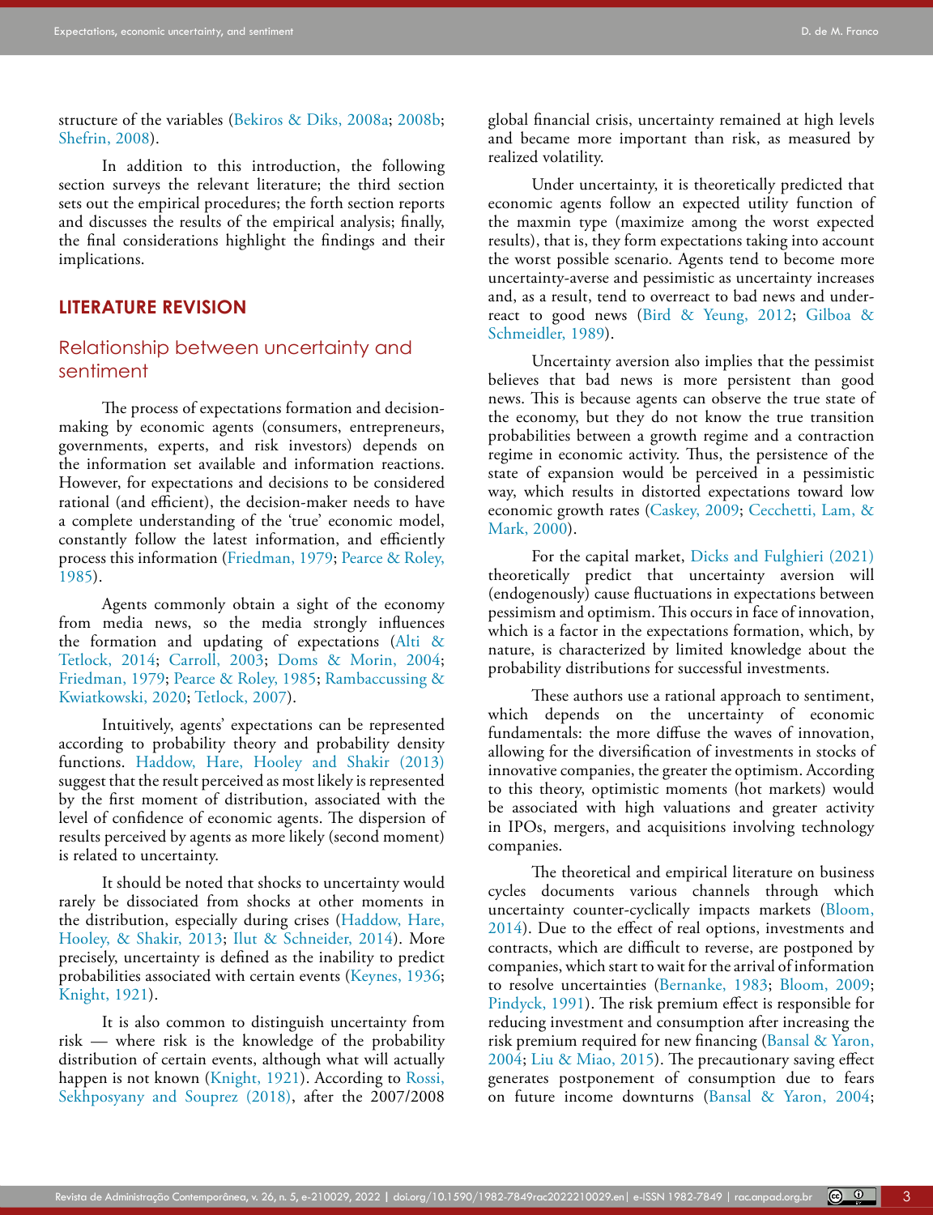structure of the variables (Bekiros & Diks, 2008a; 2008b; Shefrin, 2008).

In addition to this introduction, the following section surveys the relevant literature; the third section sets out the empirical procedures; the forth section reports and discusses the results of the empirical analysis; finally, the final considerations highlight the findings and their implications.

## LITERATURE REVISION

### Relationship between uncertainty and sentiment

The process of expectations formation and decision-making by economic agents (consumers, entrepreneurs, governments, experts, and risk investors) depends on the information set available and information reactions. However, for expectations and decisions to be considered rational (and efficient), the decision-maker needs to have a complete understanding of the 'true' economic model, constantly follow the latest information, and efficiently process this information (Friedman, 1979; Pearce & Roley, 1985).

Agents commonly obtain a sight of the economy from media news, so the media strongly influences the formation and updating of expectations (Alti & Tetlock, 2014; Carroll, 2003; Doms & Morin, 2004; Friedman, 1979; Pearce & Roley, 1985; Rambaccussing & Kwiatkowski, 2020; Tetlock, 2007).

Intuitively, agents' expectations can be represented according to probability theory and probability density functions. Haddow, Hare, Hooley and Shakir (2013) suggest that the result perceived as most likely is represented by the first moment of distribution, associated with the level of confidence of economic agents. The dispersion of results perceived by agents as more likely (second moment) is related to uncertainty.

It should be noted that shocks to uncertainty would rarely be dissociated from shocks at other moments in the distribution, especially during crises (Haddow, Hare, Hooley, & Shakir, 2013; Ilut & Schneider, 2014). More precisely, uncertainty is defined as the inability to predict probabilities associated with certain events (Keynes, 1936; Knight, 1921).

It is also common to distinguish uncertainty from risk — where risk is the knowledge of the probability distribution of certain events, although what will actually happen is not known (Knight, 1921). According to Rossi, Sekhposyany and Souprez (2018), after the 2007/2008 global financial crisis, uncertainty remained at high levels and became more important than risk, as measured by realized volatility.

Under uncertainty, it is theoretically predicted that economic agents follow an expected utility function of the maxmin type (maximize among the worst expected results), that is, they form expectations taking into account the worst possible scenario. Agents tend to become more uncertainty-averse and pessimistic as uncertainty increases and, as a result, tend to overreact to bad news and under-react to good news (Bird & Yeung, 2012; Gilboa & Schmeidler, 1989).

Uncertainty aversion also implies that the pessimist believes that bad news is more persistent than good news. This is because agents can observe the true state of the economy, but they do not know the true transition probabilities between a growth regime and a contraction regime in economic activity. Thus, the persistence of the state of expansion would be perceived in a pessimistic way, which results in distorted expectations toward low economic growth rates (Caskey, 2009; Cecchetti, Lam, & Mark, 2000).

For the capital market, Dicks and Fulghieri (2021) theoretically predict that uncertainty aversion will (endogenously) cause fluctuations in expectations between pessimism and optimism. This occurs in face of innovation, which is a factor in the expectations formation, which, by nature, is characterized by limited knowledge about the probability distributions for successful investments.

These authors use a rational approach to sentiment, which depends on the uncertainty of economic fundamentals: the more diffuse the waves of innovation, allowing for the diversification of investments in stocks of innovative companies, the greater the optimism. According to this theory, optimistic moments (hot markets) would be associated with high valuations and greater activity in IPOs, mergers, and acquisitions involving technology companies.

The theoretical and empirical literature on business cycles documents various channels through which uncertainty counter-cyclically impacts markets (Bloom, 2014). Due to the effect of real options, investments and contracts, which are difficult to reverse, are postponed by companies, which start to wait for the arrival of information to resolve uncertainties (Bernanke, 1983; Bloom, 2009; Pindyck, 1991). The risk premium effect is responsible for reducing investment and consumption after increasing the risk premium required for new financing (Bansal & Yaron, 2004; Liu & Miao, 2015). The precautionary saving effect generates postponement of consumption due to fears on future income downturns (Bansal & Yaron, 2004;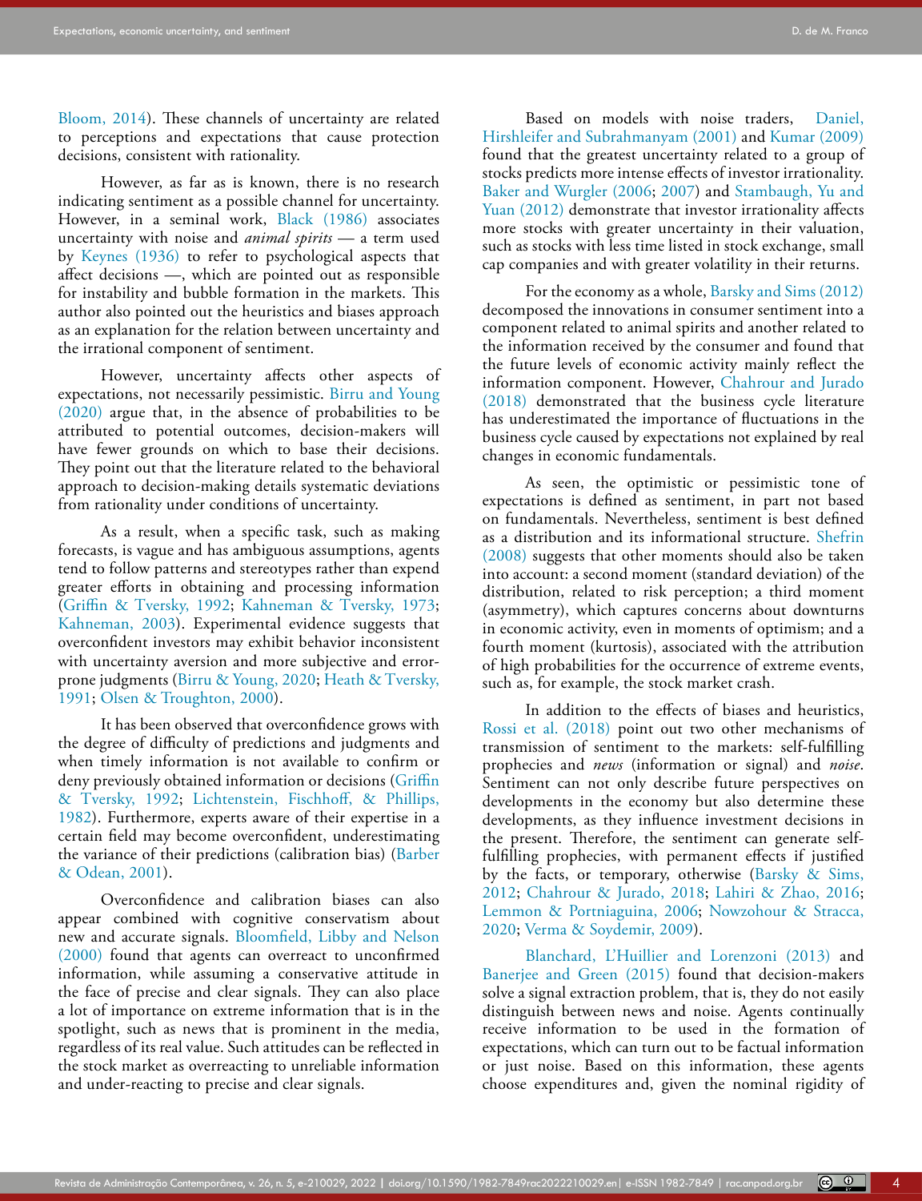Bloom, 2014). These channels of uncertainty are related to perceptions and expectations that cause protection decisions, consistent with rationality.

However, as far as is known, there is no research indicating sentiment as a possible channel for uncertainty. However, in a seminal work, Black (1986) associates uncertainty with noise and *animal spirits* — a term used by Keynes (1936) to refer to psychological aspects that affect decisions —, which are pointed out as responsible for instability and bubble formation in the markets. This author also pointed out the heuristics and biases approach as an explanation for the relation between uncertainty and the irrational component of sentiment.

However, uncertainty affects other aspects of expectations, not necessarily pessimistic. Birru and Young (2020) argue that, in the absence of probabilities to be attributed to potential outcomes, decision-makers will have fewer grounds on which to base their decisions. They point out that the literature related to the behavioral approach to decision-making details systematic deviations from rationality under conditions of uncertainty.

As a result, when a specific task, such as making forecasts, is vague and has ambiguous assumptions, agents tend to follow patterns and stereotypes rather than expend greater efforts in obtaining and processing information (Griffin & Tversky, 1992; Kahneman & Tversky, 1973; Kahneman, 2003). Experimental evidence suggests that overconfident investors may exhibit behavior inconsistent with uncertainty aversion and more subjective and error-prone judgments (Birru & Young, 2020; Heath & Tversky, 1991; Olsen & Troughton, 2000).

It has been observed that overconfidence grows with the degree of difficulty of predictions and judgments and when timely information is not available to confirm or deny previously obtained information or decisions (Griffin & Tversky, 1992; Lichtenstein, Fischhoff, & Phillips, 1982). Furthermore, experts aware of their expertise in a certain field may become overconfident, underestimating the variance of their predictions (calibration bias) (Barber & Odean, 2001).

Overconfidence and calibration biases can also appear combined with cognitive conservatism about new and accurate signals. Bloomfield, Libby and Nelson (2000) found that agents can overreact to unconfirmed information, while assuming a conservative attitude in the face of precise and clear signals. They can also place a lot of importance on extreme information that is in the spotlight, such as news that is prominent in the media, regardless of its real value. Such attitudes can be reflected in the stock market as overreacting to unreliable information and under-reacting to precise and clear signals.

Based on models with noise traders, Daniel, Hirshleifer and Subrahmanyam (2001) and Kumar (2009) found that the greatest uncertainty related to a group of stocks predicts more intense effects of investor irrationality. Baker and Wurgler (2006; 2007) and Stambaugh, Yu and Yuan (2012) demonstrate that investor irrationality affects more stocks with greater uncertainty in their valuation, such as stocks with less time listed in stock exchange, small cap companies and with greater volatility in their returns.

For the economy as a whole, Barsky and Sims (2012) decomposed the innovations in consumer sentiment into a component related to animal spirits and another related to the information received by the consumer and found that the future levels of economic activity mainly reflect the information component. However, Chahrour and Jurado (2018) demonstrated that the business cycle literature has underestimated the importance of fluctuations in the business cycle caused by expectations not explained by real changes in economic fundamentals.

As seen, the optimistic or pessimistic tone of expectations is defined as sentiment, in part not based on fundamentals. Nevertheless, sentiment is best defined as a distribution and its informational structure. Shefrin (2008) suggests that other moments should also be taken into account: a second moment (standard deviation) of the distribution, related to risk perception; a third moment (asymmetry), which captures concerns about downturns in economic activity, even in moments of optimism; and a fourth moment (kurtosis), associated with the attribution of high probabilities for the occurrence of extreme events, such as, for example, the stock market crash.

In addition to the effects of biases and heuristics, Rossi et al. (2018) point out two other mechanisms of transmission of sentiment to the markets: self-fulfilling prophecies and *news* (information or signal) and *noise*. Sentiment can not only describe future perspectives on developments in the economy but also determine these developments, as they influence investment decisions in the present. Therefore, the sentiment can generate self-fulfilling prophecies, with permanent effects if justified by the facts, or temporary, otherwise (Barsky & Sims, 2012; Chahrour & Jurado, 2018; Lahiri & Zhao, 2016; Lemmon & Portniaguina, 2006; Nowzohour & Stracca, 2020; Verma & Soydemir, 2009).

Blanchard, L'Huillier and Lorenzoni (2013) and Banerjee and Green (2015) found that decision-makers solve a signal extraction problem, that is, they do not easily distinguish between news and noise. Agents continually receive information to be used in the formation of expectations, which can turn out to be factual information or just noise. Based on this information, these agents choose expenditures and, given the nominal rigidity of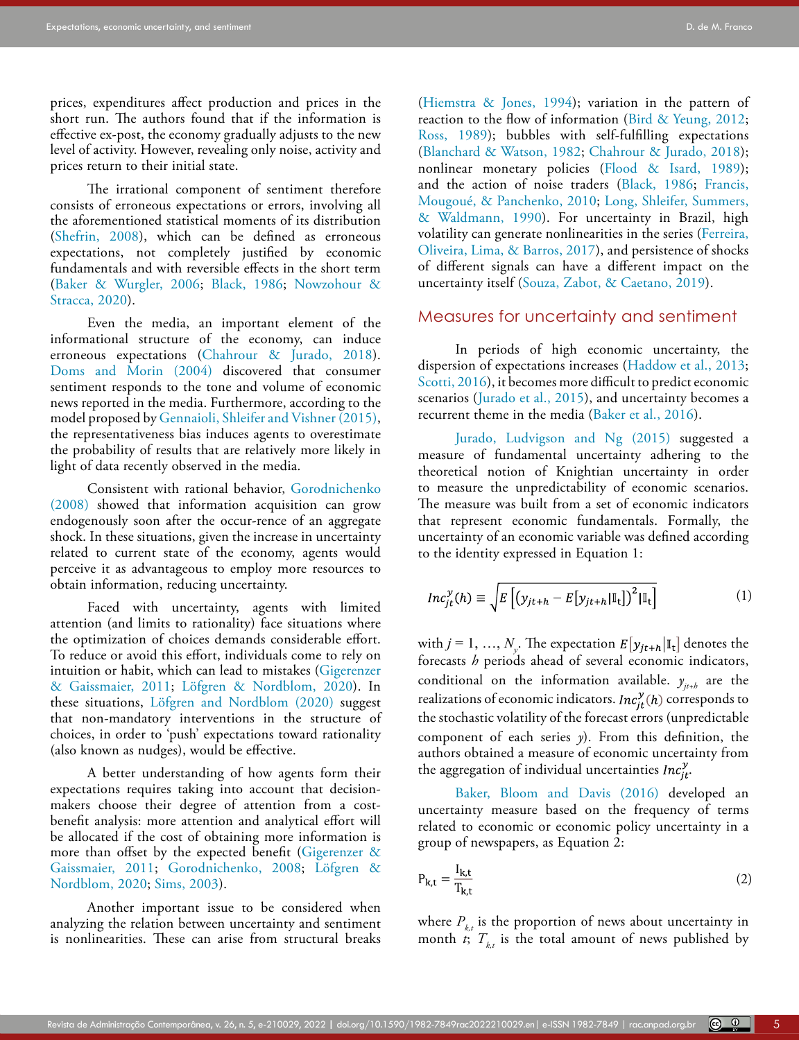prices, expenditures affect production and prices in the short run. The authors found that if the information is effective ex-post, the economy gradually adjusts to the new level of activity. However, revealing only noise, activity and prices return to their initial state.

The irrational component of sentiment therefore consists of erroneous expectations or errors, involving all the aforementioned statistical moments of its distribution (Shefrin, 2008), which can be defined as erroneous expectations, not completely justified by economic fundamentals and with reversible effects in the short term (Baker & Wurgler, 2006; Black, 1986; Nowzohour & Stracca, 2020).

Even the media, an important element of the informational structure of the economy, can induce erroneous expectations (Chahrour & Jurado, 2018). Doms and Morin (2004) discovered that consumer sentiment responds to the tone and volume of economic news reported in the media. Furthermore, according to the model proposed by Gennaioli, Shleifer and Vishner (2015), the representativeness bias induces agents to overestimate the probability of results that are relatively more likely in light of data recently observed in the media.

Consistent with rational behavior, Gorodnichenko (2008) showed that information acquisition can grow endogenously soon after the occur-rence of an aggregate shock. In these situations, given the increase in uncertainty related to current state of the economy, agents would perceive it as advantageous to employ more resources to obtain information, reducing uncertainty.

Faced with uncertainty, agents with limited attention (and limits to rationality) face situations where the optimization of choices demands considerable effort. To reduce or avoid this effort, individuals come to rely on intuition or habit, which can lead to mistakes (Gigerenzer & Gaissmaier, 2011; Löfgren & Nordblom, 2020). In these situations, Löfgren and Nordblom (2020) suggest that non-mandatory interventions in the structure of choices, in order to 'push' expectations toward rationality (also known as nudges), would be effective.

A better understanding of how agents form their expectations requires taking into account that decision-makers choose their degree of attention from a cost-benefit analysis: more attention and analytical effort will be allocated if the cost of obtaining more information is more than offset by the expected benefit (Gigerenzer & Gaissmaier, 2011; Gorodnichenko, 2008; Löfgren & Nordblom, 2020; Sims, 2003).

Another important issue to be considered when analyzing the relation between uncertainty and sentiment is nonlinearities. These can arise from structural breaks (Hiemstra & Jones, 1994); variation in the pattern of reaction to the flow of information (Bird & Yeung, 2012; Ross, 1989); bubbles with self-fulfilling expectations (Blanchard & Watson, 1982; Chahrour & Jurado, 2018); nonlinear monetary policies (Flood & Isard, 1989); and the action of noise traders (Black, 1986; Francis, Mougoué, & Panchenko, 2010; Long, Shleifer, Summers, & Waldmann, 1990). For uncertainty in Brazil, high volatility can generate nonlinearities in the series (Ferreira, Oliveira, Lima, & Barros, 2017), and persistence of shocks of different signals can have a different impact on the uncertainty itself (Souza, Zabot, & Caetano, 2019).

## Measures for uncertainty and sentiment

In periods of high economic uncertainty, the dispersion of expectations increases (Haddow et al., 2013; Scotti, 2016), it becomes more difficult to predict economic scenarios (Jurado et al., 2015), and uncertainty becomes a recurrent theme in the media (Baker et al., 2016).

Jurado, Ludvigson and Ng (2015) suggested a measure of fundamental uncertainty adhering to the theoretical notion of Knightian uncertainty in order to measure the unpredictability of economic scenarios. The measure was built from a set of economic indicators that represent economic fundamentals. Formally, the uncertainty of an economic variable was defined according to the identity expressed in Equation 1:

$$Inc_{jt}^{y}(h) \equiv \sqrt{E\left[\left(y_{jt+h} - E\left[y_{jt+h}|\mathbb{I}_t\right]\right)^2|\mathbb{I}_t\right]} \tag{1}$$

with $j = 1, \ldots, N_y$. The expectation $E\left[y_{jt+h}|\mathbb{I}_t\right]$ denotes the forecasts $h$ periods ahead of several economic indicators, conditional on the information available. $y_{jt+h}$ are the realizations of economic indicators. $Inc_{jt}^{y}(h)$ corresponds to the stochastic volatility of the forecast errors (unpredictable component of each series $y$). From this definition, the authors obtained a measure of economic uncertainty from the aggregation of individual uncertainties $Inc_{jt}^{y}$.

Baker, Bloom and Davis (2016) developed an uncertainty measure based on the frequency of terms related to economic or economic policy uncertainty in a group of newspapers, as Equation 2:

$$P_{k,t} = \frac{I_{k,t}}{T_{k,t}} \tag{2}$$

where $P_{k,t}$ is the proportion of news about uncertainty in month $t$; $T_{k,t}$ is the total amount of news published by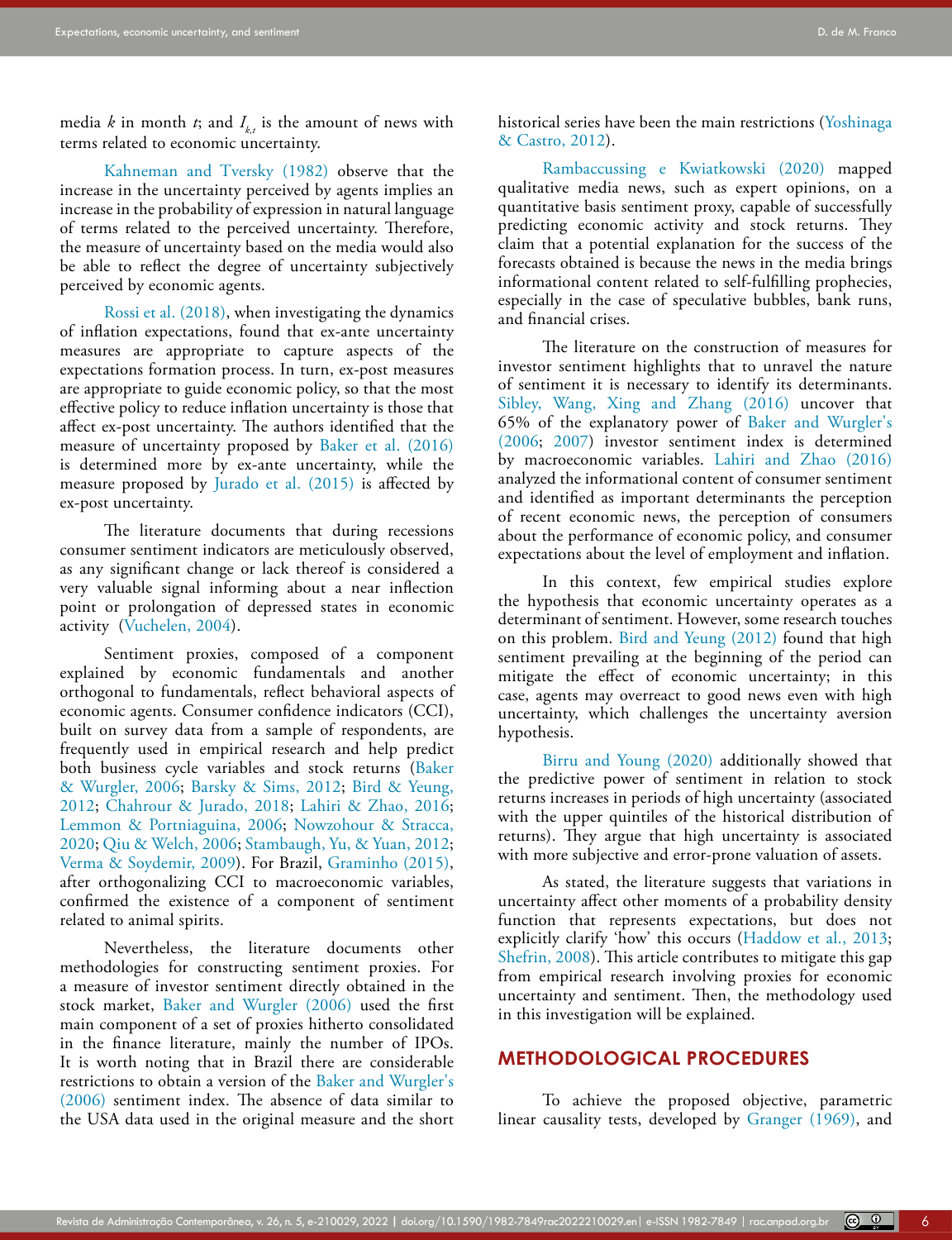media $k$ in month $t$; and $I_{k,t}$ is the amount of news with terms related to economic uncertainty.

Kahneman and Tversky (1982) observe that the increase in the uncertainty perceived by agents implies an increase in the probability of expression in natural language of terms related to the perceived uncertainty. Therefore, the measure of uncertainty based on the media would also be able to reflect the degree of uncertainty subjectively perceived by economic agents.

Rossi et al. (2018), when investigating the dynamics of inflation expectations, found that ex-ante uncertainty measures are appropriate to capture aspects of the expectations formation process. In turn, ex-post measures are appropriate to guide economic policy, so that the most effective policy to reduce inflation uncertainty is those that affect ex-post uncertainty. The authors identified that the measure of uncertainty proposed by Baker et al. (2016) is determined more by ex-ante uncertainty, while the measure proposed by Jurado et al. (2015) is affected by ex-post uncertainty.

The literature documents that during recessions consumer sentiment indicators are meticulously observed, as any significant change or lack thereof is considered a very valuable signal informing about a near inflection point or prolongation of depressed states in economic activity (Vuchelen, 2004).

Sentiment proxies, composed of a component explained by economic fundamentals and another orthogonal to fundamentals, reflect behavioral aspects of economic agents. Consumer confidence indicators (CCI), built on survey data from a sample of respondents, are frequently used in empirical research and help predict both business cycle variables and stock returns (Baker & Wurgler, 2006; Barsky & Sims, 2012; Bird & Yeung, 2012; Chahrour & Jurado, 2018; Lahiri & Zhao, 2016; Lemmon & Portniaguina, 2006; Nowzohour & Stracca, 2020; Qiu & Welch, 2006; Stambaugh, Yu, & Yuan, 2012; Verma & Soydemir, 2009). For Brazil, Graminho (2015), after orthogonalizing CCI to macroeconomic variables, confirmed the existence of a component of sentiment related to animal spirits.

Nevertheless, the literature documents other methodologies for constructing sentiment proxies. For a measure of investor sentiment directly obtained in the stock market, Baker and Wurgler (2006) used the first main component of a set of proxies hitherto consolidated in the finance literature, mainly the number of IPOs. It is worth noting that in Brazil there are considerable restrictions to obtain a version of the Baker and Wurgler's (2006) sentiment index. The absence of data similar to the USA data used in the original measure and the short historical series have been the main restrictions (Yoshinaga & Castro, 2012).

Rambaccussing e Kwiatkowski (2020) mapped qualitative media news, such as expert opinions, on a quantitative basis sentiment proxy, capable of successfully predicting economic activity and stock returns. They claim that a potential explanation for the success of the forecasts obtained is because the news in the media brings informational content related to self-fulfilling prophecies, especially in the case of speculative bubbles, bank runs, and financial crises.

The literature on the construction of measures for investor sentiment highlights that to unravel the nature of sentiment it is necessary to identify its determinants. Sibley, Wang, Xing and Zhang (2016) uncover that 65% of the explanatory power of Baker and Wurgler's (2006; 2007) investor sentiment index is determined by macroeconomic variables. Lahiri and Zhao (2016) analyzed the informational content of consumer sentiment and identified as important determinants the perception of recent economic news, the perception of consumers about the performance of economic policy, and consumer expectations about the level of employment and inflation.

In this context, few empirical studies explore the hypothesis that economic uncertainty operates as a determinant of sentiment. However, some research touches on this problem. Bird and Yeung (2012) found that high sentiment prevailing at the beginning of the period can mitigate the effect of economic uncertainty; in this case, agents may overreact to good news even with high uncertainty, which challenges the uncertainty aversion hypothesis.

Birru and Young (2020) additionally showed that the predictive power of sentiment in relation to stock returns increases in periods of high uncertainty (associated with the upper quintiles of the historical distribution of returns). They argue that high uncertainty is associated with more subjective and error-prone valuation of assets.

As stated, the literature suggests that variations in uncertainty affect other moments of a probability density function that represents expectations, but does not explicitly clarify 'how' this occurs (Haddow et al., 2013; Shefrin, 2008). This article contributes to mitigate this gap from empirical research involving proxies for economic uncertainty and sentiment. Then, the methodology used in this investigation will be explained.

## METHODOLOGICAL PROCEDURES

To achieve the proposed objective, parametric linear causality tests, developed by Granger (1969), and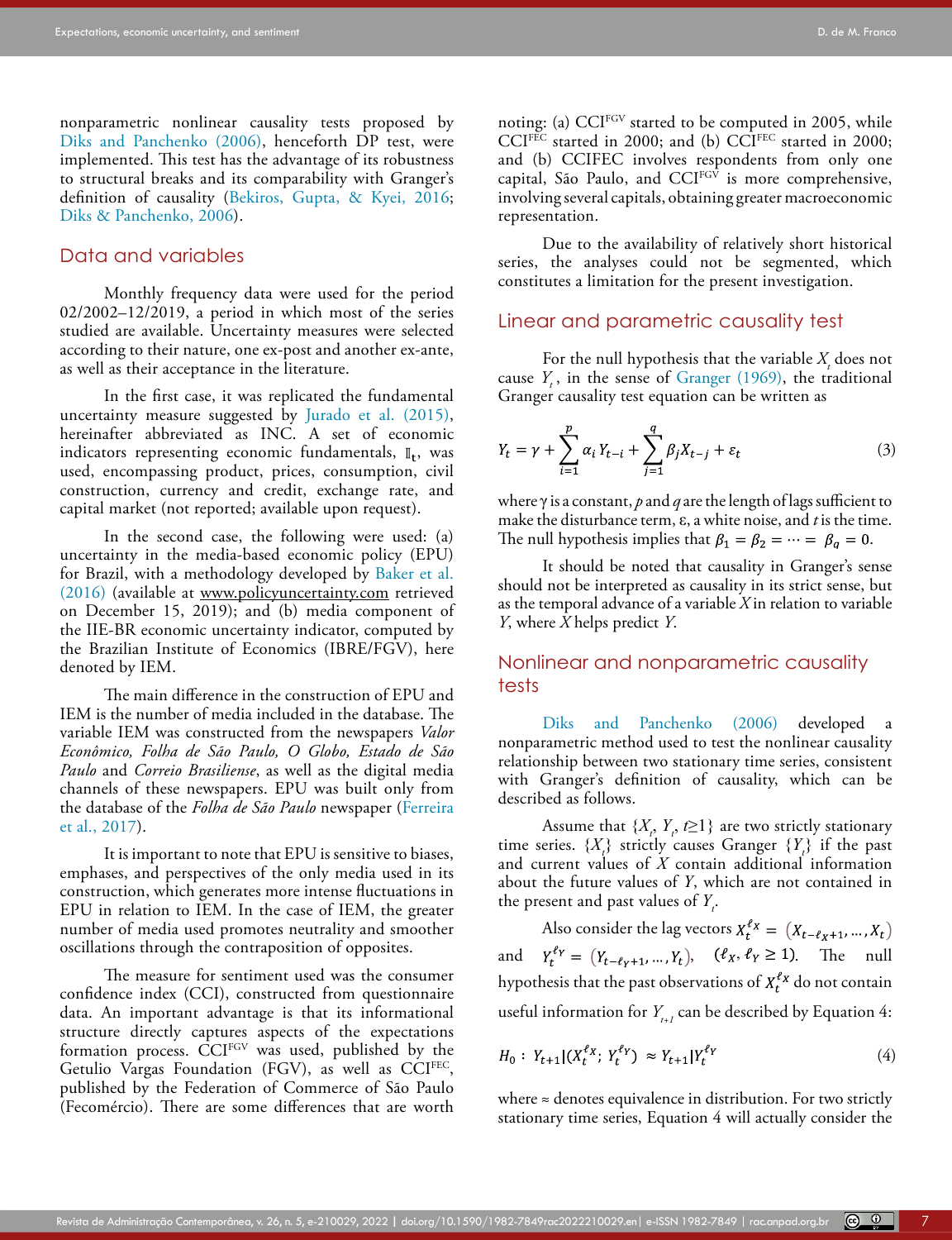nonparametric nonlinear causality tests proposed by Diks and Panchenko (2006), henceforth DP test, were implemented. This test has the advantage of its robustness to structural breaks and its comparability with Granger's definition of causality (Bekiros, Gupta, & Kyei, 2016; Diks & Panchenko, 2006).

## Data and variables

Monthly frequency data were used for the period 02/2002–12/2019, a period in which most of the series studied are available. Uncertainty measures were selected according to their nature, one ex-post and another ex-ante, as well as their acceptance in the literature.

In the first case, it was replicated the fundamental uncertainty measure suggested by Jurado et al. (2015), hereinafter abbreviated as INC. A set of economic indicators representing economic fundamentals, $\mathbb{I}_t$, was used, encompassing product, prices, consumption, civil construction, currency and credit, exchange rate, and capital market (not reported; available upon request).

In the second case, the following were used: (a) uncertainty in the media-based economic policy (EPU) for Brazil, with a methodology developed by Baker et al. (2016) (available at www.policyuncertainty.com retrieved on December 15, 2019); and (b) media component of the IIE-BR economic uncertainty indicator, computed by the Brazilian Institute of Economics (IBRE/FGV), here denoted by IEM.

The main difference in the construction of EPU and IEM is the number of media included in the database. The variable IEM was constructed from the newspapers *Valor Econômico, Folha de São Paulo, O Globo, Estado de São Paulo* and *Correio Brasiliense*, as well as the digital media channels of these newspapers. EPU was built only from the database of the *Folha de São Paulo* newspaper (Ferreira et al., 2017).

It is important to note that EPU is sensitive to biases, emphases, and perspectives of the only media used in its construction, which generates more intense fluctuations in EPU in relation to IEM. In the case of IEM, the greater number of media used promotes neutrality and smoother oscillations through the contraposition of opposites.

The measure for sentiment used was the consumer confidence index (CCI), constructed from questionnaire data. An important advantage is that its informational structure directly captures aspects of the expectations formation process. $CCI^{FGV}$ was used, published by the Getulio Vargas Foundation (FGV), as well as $CCI^{FEC}$, published by the Federation of Commerce of São Paulo (Fecomércio). There are some differences that are worth noting: (a) $CCI^{FGV}$ started to be computed in 2005, while $CCI^{FEC}$ started in 2000; and (b) $CCI^{FEC}$ started in 2000; and (b) CCIFEC involves respondents from only one capital, São Paulo, and $CCI^{FGV}$ is more comprehensive, involving several capitals, obtaining greater macroeconomic representation.

Due to the availability of relatively short historical series, the analyses could not be segmented, which constitutes a limitation for the present investigation.

## Linear and parametric causality test

For the null hypothesis that the variable $X_t$ does not cause $Y_t$, in the sense of Granger (1969), the traditional Granger causality test equation can be written as

$$Y_t = \gamma + \sum_{i=1}^{p} \alpha_i Y_{t-i} + \sum_{j=1}^{q} \beta_j X_{t-j} + \varepsilon_t \tag{3}$$

where $\gamma$ is a constant, $p$ and $q$ are the length of lags sufficient to make the disturbance term, ε, a white noise, and $t$ is the time. The null hypothesis implies that $\beta_1 = \beta_2 = \cdots = \beta_q = 0$.

It should be noted that causality in Granger's sense should not be interpreted as causality in its strict sense, but as the temporal advance of a variable *X* in relation to variable *Y*, where *X* helps predict *Y*.

## Nonlinear and nonparametric causality tests

Diks and Panchenko (2006) developed a nonparametric method used to test the nonlinear causality relationship between two stationary time series, consistent with Granger's definition of causality, which can be described as follows.

Assume that $\{X_t, Y_t, t \geq 1\}$ are two strictly stationary time series. $\{X_t\}$ strictly causes Granger $\{Y_t\}$ if the past and current values of *X* contain additional information about the future values of *Y*, which are not contained in the present and past values of $Y_t$.

Also consider the lag vectors $X_t^{\ell_X} = (X_{t-\ell_X+1}, \ldots, X_t)$ and $Y_t^{\ell_Y} = (Y_{t-\ell_Y+1}, \ldots, Y_t)$, $(\ell_X, \ell_Y \geq 1)$. The null hypothesis that the past observations of $X_t^{\ell_X}$ do not contain useful information for $Y_{t+1}$ can be described by Equation 4:

$$H_0 : Y_{t+1} | (X_t^{\ell_X}; Y_t^{\ell_Y}) \approx Y_{t+1} | Y_t^{\ell_Y} \tag{4}$$

where ≈ denotes equivalence in distribution. For two strictly stationary time series, Equation 4 will actually consider the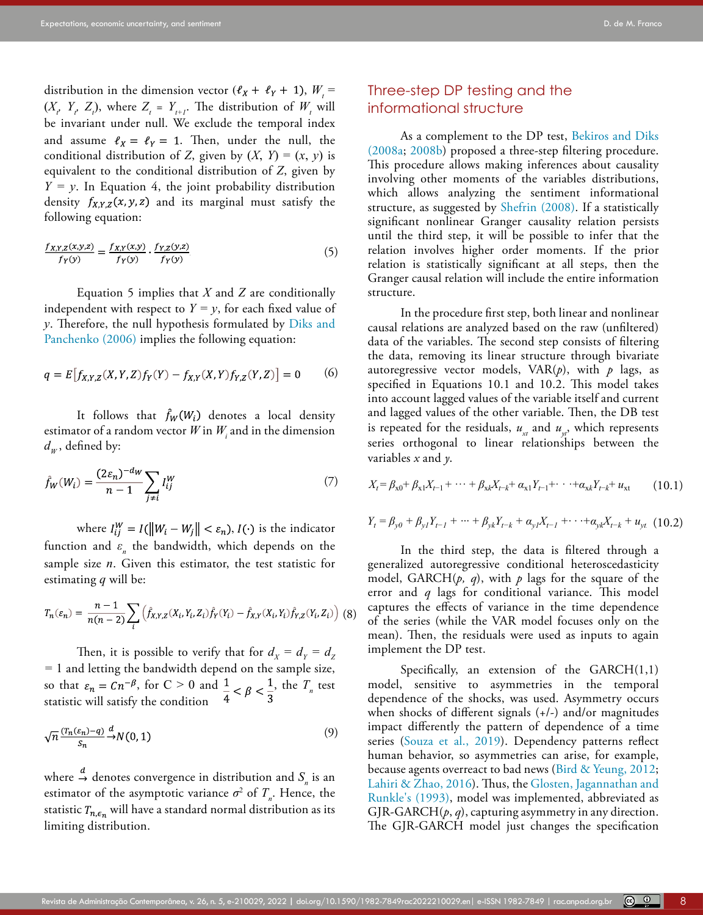distribution in the dimension vector ($\ell_X + \ell_Y + 1$), $W_t = (X_t, Y_t, Z_t)$, where $Z_t = Y_{t+1}$. The distribution of $W_t$ will be invariant under null. We exclude the temporal index and assume $\ell_X = \ell_Y = 1$. Then, under the null, the conditional distribution of $Z$, given by $(X, Y) = (x, y)$ is equivalent to the conditional distribution of $Z$, given by $Y = y$. In Equation 4, the joint probability distribution density $f_{X,Y,Z}(x, y, z)$ and its marginal must satisfy the following equation:

$$\frac{f_{X,Y,Z}(x,y,z)}{f_Y(y)} = \frac{f_{X,Y}(x,y)}{f_Y(y)} \cdot \frac{f_{Y,Z}(y,z)}{f_Y(y)} \tag{5}$$

Equation 5 implies that $X$ and $Z$ are conditionally independent with respect to $Y = y$, for each fixed value of $y$. Therefore, the null hypothesis formulated by Diks and Panchenko (2006) implies the following equation:

$$q = E\left[f_{X,Y,Z}(X,Y,Z)f_Y(Y) - f_{X,Y}(X,Y)f_{Y,Z}(Y,Z)\right] = 0 \tag{6}$$

It follows that $\hat{f}_W(W_i)$ denotes a local density estimator of a random vector $W$ in $W_i$ and in the dimension $d_W$, defined by:

$$\hat{f}_W(W_i) = \frac{(2\varepsilon_n)^{-d_W}}{n-1} \sum_{j \neq i} I_{ij}^W \tag{7}$$

where $I_{ij}^W = I(\|W_i - W_j\| < \varepsilon_n)$, $I(\cdot)$ is the indicator function and $\varepsilon_n$ the bandwidth, which depends on the sample size $n$. Given this estimator, the test statistic for estimating $q$ will be:

$$T_n(\varepsilon_n) = \frac{n-1}{n(n-2)} \sum_i \left(\hat{f}_{X,Y,Z}(X_i,Y_i,Z_i)\hat{f}_Y(Y_i) - \hat{f}_{X,Y}(X_i,Y_i)\hat{f}_{Y,Z}(Y_i,Z_i)\right) \tag{8}$$

Then, it is possible to verify that for $d_X = d_Y = d_Z = 1$ and letting the bandwidth depend on the sample size, so that $\varepsilon_n = Cn^{-\beta}$, for $C > 0$ and $\frac{1}{4} < \beta < \frac{1}{3}$, the $T_n$ test statistic will satisfy the condition

$$\sqrt{n}\frac{(T_n(\varepsilon_n) - q)}{S_n} \xrightarrow{d} N(0,1) \tag{9}$$

where $\xrightarrow{d}$ denotes convergence in distribution and $S_n$ is an estimator of the asymptotic variance $\sigma^2$ of $T_n$. Hence, the statistic $T_{n,\varepsilon_n}$ will have a standard normal distribution as its limiting distribution.

## Three-step DP testing and the informational structure

As a complement to the DP test, Bekiros and Diks (2008a; 2008b) proposed a three-step filtering procedure. This procedure allows making inferences about causality involving other moments of the variables distributions, which allows analyzing the sentiment informational structure, as suggested by Shefrin (2008). If a statistically significant nonlinear Granger causality relation persists until the third step, it will be possible to infer that the relation involves higher order moments. If the prior relation is statistically significant at all steps, then the Granger causal relation will include the entire information structure.

In the procedure first step, both linear and nonlinear causal relations are analyzed based on the raw (unfiltered) data of the variables. The second step consists of filtering the data, removing its linear structure through bivariate autoregressive vector models, VAR($p$), with $p$ lags, as specified in Equations 10.1 and 10.2. This model takes into account lagged values of the variable itself and current and lagged values of the other variable. Then, the DB test is repeated for the residuals, $u_{xt}$ and $u_{yt}$, which represents series orthogonal to linear relationships between the variables $x$ and $y$.

$$X_t = \beta_{x0} + \beta_{x1}X_{t-1} + \cdots + \beta_{xk}X_{t-k} + \alpha_{x1}Y_{t-1} + \cdots + \alpha_{xk}Y_{t-k} + u_{xt} \tag{10.1}$$

$$Y_t = \beta_{y0} + \beta_{y1}Y_{t-1} + \cdots + \beta_{yk}Y_{t-k} + \alpha_{y1}X_{t-1} + \cdots + \alpha_{yk}X_{t-k} + u_{yt} \tag{10.2}$$

In the third step, the data is filtered through a generalized autoregressive conditional heteroscedasticity model, GARCH($p$, $q$), with $p$ lags for the square of the error and $q$ lags for conditional variance. This model captures the effects of variance in the time dependence of the series (while the VAR model focuses only on the mean). Then, the residuals were used as inputs to again implement the DP test.

Specifically, an extension of the GARCH(1,1) model, sensitive to asymmetries in the temporal dependence of the shocks, was used. Asymmetry occurs when shocks of different signals (+/-) and/or magnitudes impact differently the pattern of dependence of a time series (Souza et al., 2019). Dependency patterns reflect human behavior, so asymmetries can arise, for example, because agents overreact to bad news (Bird & Yeung, 2012; Lahiri & Zhao, 2016). Thus, the Glosten, Jagannathan and Runkle's (1993), model was implemented, abbreviated as GJR-GARCH($p$, $q$), capturing asymmetry in any direction. The GJR-GARCH model just changes the specification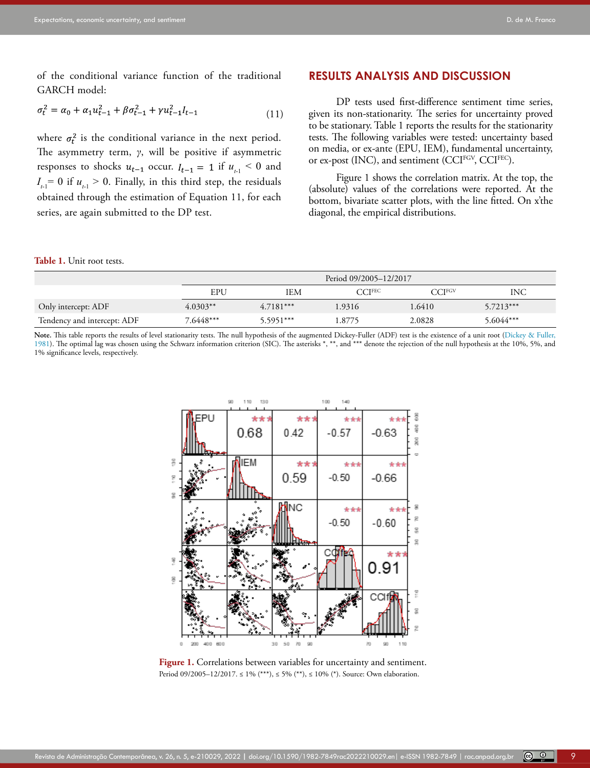of the conditional variance function of the traditional GARCH model:

$$\sigma_t^2 = \alpha_0 + \alpha_1 u_{t-1}^2 + \beta\sigma_{t-1}^2 + \gamma u_{t-1}^2 I_{t-1} \tag{11}$$

where $\sigma_t^2$ is the conditional variance in the next period. The asymmetry term, $\gamma$, will be positive if asymmetric responses to shocks $u_{t-1}$ occur. $I_{t-1} = 1$ if $u_{t-1} < 0$ and $I_{t-1} = 0$ if $u_{t-1} > 0$. Finally, in this third step, the residuals obtained through the estimation of Equation 11, for each series, are again submitted to the DP test.

## RESULTS ANALYSIS AND DISCUSSION

DP tests used first-difference sentiment time series, given its non-stationarity. The series for uncertainty proved to be stationary. Table 1 reports the results for the stationarity tests. The following variables were tested: uncertainty based on media, or ex-ante (EPU, IEM), fundamental uncertainty, or ex-post (INC), and sentiment (CCI[FGV], CCI[FEC]).

Figure 1 shows the correlation matrix. At the top, the (absolute) values of the correlations were reported. At the bottom, bivariate scatter plots, with the line fitted. On x'the diagonal, the empirical distributions.

**Table 1.** Unit root tests.

| | Period 09/2005–12/2017 | | | | |
|---|---|---|---|---|---|
| | EPU | IEM | CCI[FEC] | CCI[FGV] | INC |
| Only intercept: ADF | 4.0303** | 4.7181*** | 1.9316 | 1.6410 | 5.7213*** |
| Tendency and intercept: ADF | 7.6448*** | 5.5951*** | 1.8775 | 2.0828 | 5.6044*** |

**Note.** This table reports the results of level stationarity tests. The null hypothesis of the augmented Dickey-Fuller (ADF) test is the existence of a unit root (Dickey & Fuller, 1981). The optimal lag was chosen using the Schwarz information criterion (SIC). The asterisks *, **, and *** denote the rejection of the null hypothesis at the 10%, 5%, and 1% significance levels, respectively.

**Figure 1.** Correlations between variables for uncertainty and sentiment.
Period 09/2005–12/2017. ≤ 1% (***), ≤ 5% (**), ≤ 10% (*). Source: Own elaboration.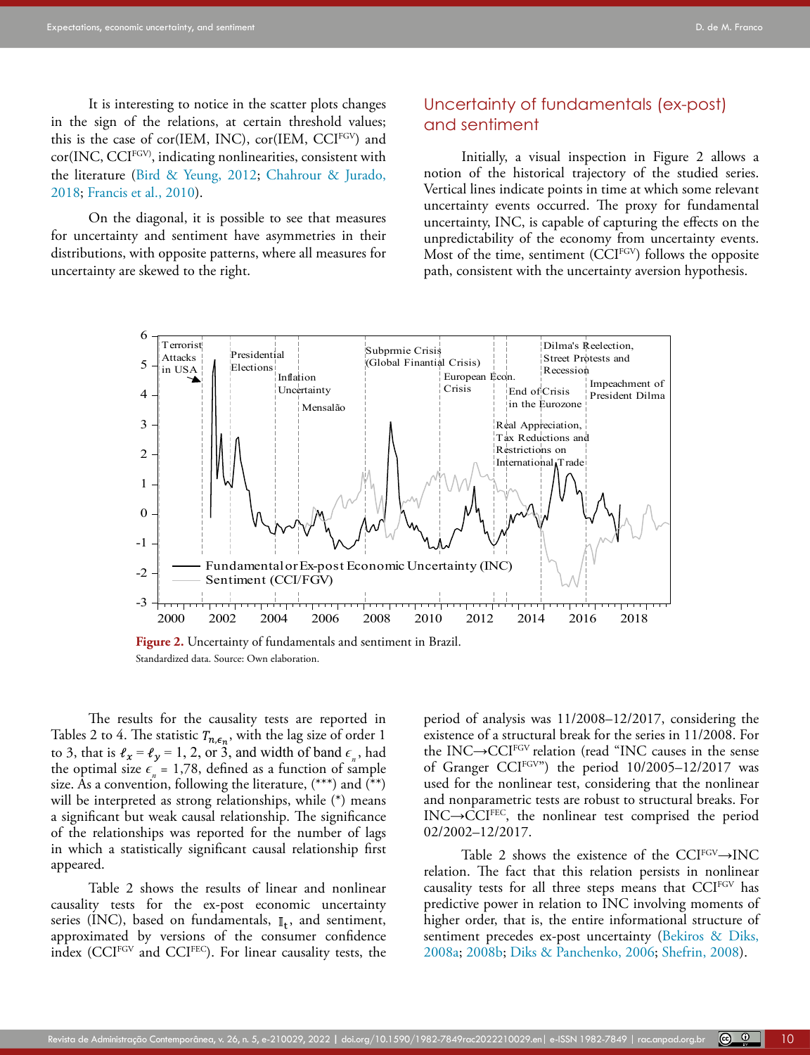It is interesting to notice in the scatter plots changes in the sign of the relations, at certain threshold values; this is the case of cor(IEM, INC), cor(IEM, CCI[FGV]) and cor(INC, CCI[FGV]), indicating nonlinearities, consistent with the literature (Bird & Yeung, 2012; Chahrour & Jurado, 2018; Francis et al., 2010).

On the diagonal, it is possible to see that measures for uncertainty and sentiment have asymmetries in their distributions, with opposite patterns, where all measures for uncertainty are skewed to the right.

## Uncertainty of fundamentals (ex-post) and sentiment

Initially, a visual inspection in Figure 2 allows a notion of the historical trajectory of the studied series. Vertical lines indicate points in time at which some relevant uncertainty events occurred. The proxy for fundamental uncertainty, INC, is capable of capturing the effects on the unpredictability of the economy from uncertainty events. Most of the time, sentiment (CCI[FGV]) follows the opposite path, consistent with the uncertainty aversion hypothesis.

**Figure 2.** Uncertainty of fundamentals and sentiment in Brazil.
Standardized data. Source: Own elaboration.

The results for the causality tests are reported in Tables 2 to 4. The statistic $T_{n,\epsilon_n}$, with the lag size of order 1 to 3, that is $\ell_x = \ell_y = 1, 2$, or 3, and width of band $\epsilon_n$, had the optimal size $\epsilon_n = 1{,}78$, defined as a function of sample size. As a convention, following the literature, (\*\*\*) and (\*\*) will be interpreted as strong relationships, while (\*) means a significant but weak causal relationship. The significance of the relationships was reported for the number of lags in which a statistically significant causal relationship first appeared.

Table 2 shows the results of linear and nonlinear causality tests for the ex-post economic uncertainty series (INC), based on fundamentals, $\mathbb{I}_t$, and sentiment, approximated by versions of the consumer confidence index (CCI[FGV] and CCI[FEC]). For linear causality tests, the period of analysis was 11/2008–12/2017, considering the existence of a structural break for the series in 11/2008. For the INC→CCI[FGV] relation (read "INC causes in the sense of Granger CCI[FGV]") the period 10/2005–12/2017 was used for the nonlinear test, considering that the nonlinear and nonparametric tests are robust to structural breaks. For INC→CCI[FEC], the nonlinear test comprised the period 02/2002–12/2017.

Table 2 shows the existence of the CCI[FGV]→INC relation. The fact that this relation persists in nonlinear causality tests for all three steps that CCI[FGV] has predictive power in relation to INC involving moments of higher order, that is, the entire informational structure of sentiment precedes ex-post uncertainty (Bekiros & Diks, 2008a; 2008b; Diks & Panchenko, 2006; Shefrin, 2008).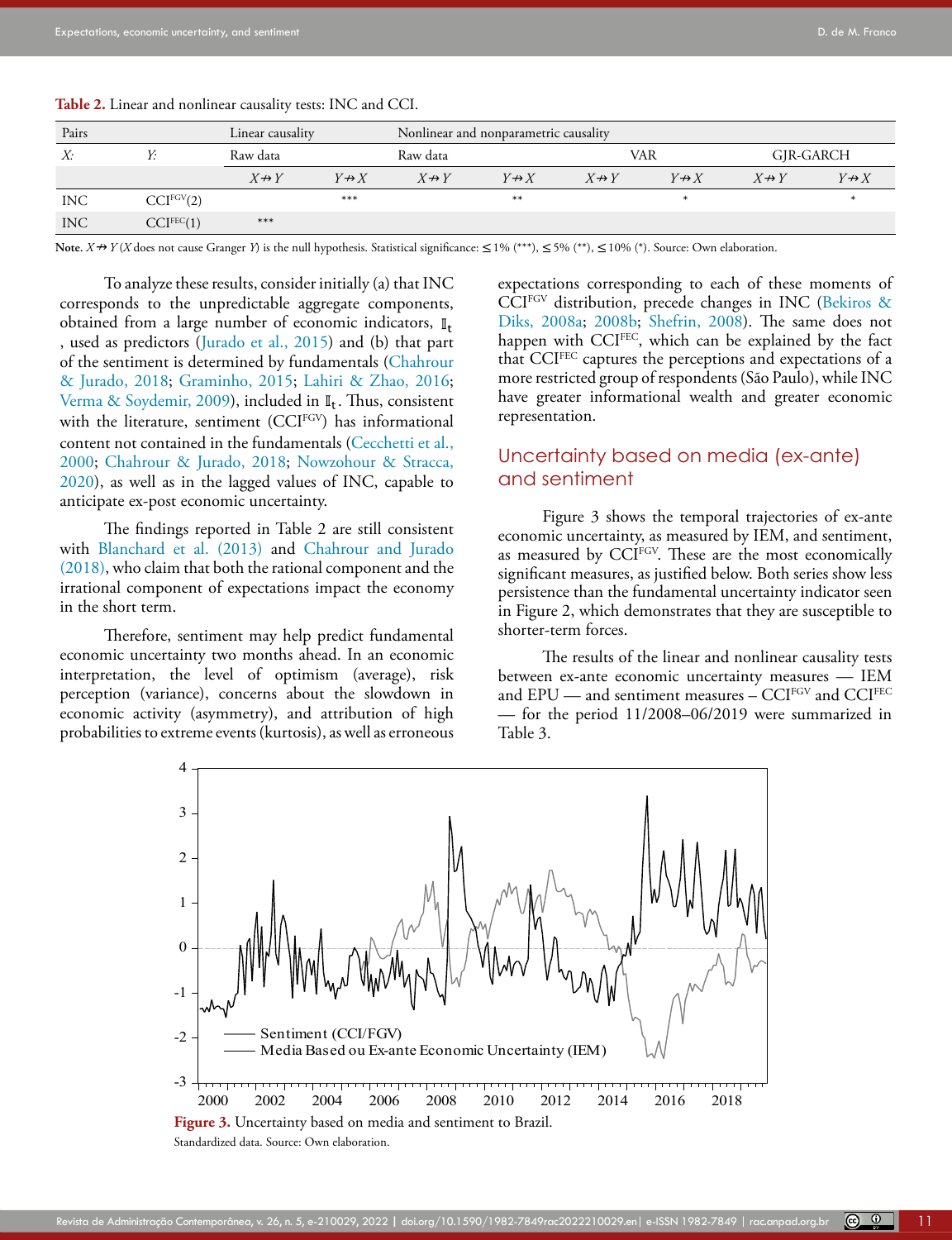**Table 2.** Linear and nonlinear causality tests: INC and CCI.

| Pairs | | Linear causality | | Nonlinear and nonparametric causality | | | | | |
|---|---|---|---|---|---|---|---|---|---|
| *X:* | *Y:* | Raw data | | Raw data | | VAR | | GJR-GARCH | |
| | | $X \nrightarrow Y$ | $Y \nrightarrow X$ | $X \nrightarrow Y$ | $Y \nrightarrow X$ | $X \nrightarrow Y$ | $Y \nrightarrow X$ | $X \nrightarrow Y$ | $Y \nrightarrow X$ |
| INC | $CCI^{FGV}(2)$ | | *** | | ** | | * | | * |
| INC | $CCI^{FEC}(1)$ | *** | | | | | | | |

**Note.** $X \nrightarrow Y$ (*X* does not cause Granger *Y*) is the null hypothesis. Statistical significance: ≤ 1% (***), ≤ 5% (**), ≤ 10% (*). Source: Own elaboration.

To analyze these results, consider initially (a) that INC corresponds to the unpredictable aggregate components, obtained from a large number of economic indicators, $\mathbb{I}_t$, used as predictors (Jurado et al., 2015) and (b) that part of the sentiment is determined by fundamentals (Chahrour & Jurado, 2018; Graminho, 2015; Lahiri & Zhao, 2016; Verma & Soydemir, 2009), included in $\mathbb{I}_t$. Thus, consistent with the literature, sentiment ($CCI^{FGV}$) has informational content not contained in the fundamentals (Cecchetti et al., 2000; Chahrour & Jurado, 2018; Nowzohour & Stracca, 2020), as well as in the lagged values of INC, capable to anticipate ex-post economic uncertainty.

The findings reported in Table 2 are still consistent with Blanchard et al. (2013) and Chahrour and Jurado (2018), who claim that both the rational component and the irrational component of expectations impact the economy in the short term.

Therefore, sentiment may help predict fundamental economic uncertainty two months ahead. In an economic interpretation, the level of optimism (average), risk perception (variance), concerns about the slowdown in economic activity (asymmetry), and attribution of high probabilities to extreme events (kurtosis), as well as erroneous expectations corresponding to each of these moments of $CCI^{FGV}$ distribution, precede changes in INC (Bekiros & Diks, 2008a; 2008b; Shefrin, 2008). The same does not happen with $CCI^{FEC}$, which can be explained by the fact that $CCI^{FEC}$ captures the perceptions and expectations of a more restricted group of respondents (São Paulo), while INC have greater informational wealth and greater economic representation.

## Uncertainty based on media (ex-ante) and sentiment

Figure 3 shows the temporal trajectories of ex-ante economic uncertainty, as measured by IEM, and sentiment, as measured by $CCI^{FGV}$. These are the most economically significant measures, as justified below. Both series show less persistence than the fundamental uncertainty indicator seen in Figure 2, which demonstrates that they are susceptible to shorter-term forces.

The results of the linear and nonlinear causality tests between ex-ante economic uncertainty measures — IEM and EPU — and sentiment measures – $CCI^{FGV}$ and $CCI^{FEC}$ — for the period 11/2008–06/2019 were summarized in Table 3.

**Figure 3.** Uncertainty based on media and sentiment to Brazil.

Standardized data. Source: Own elaboration.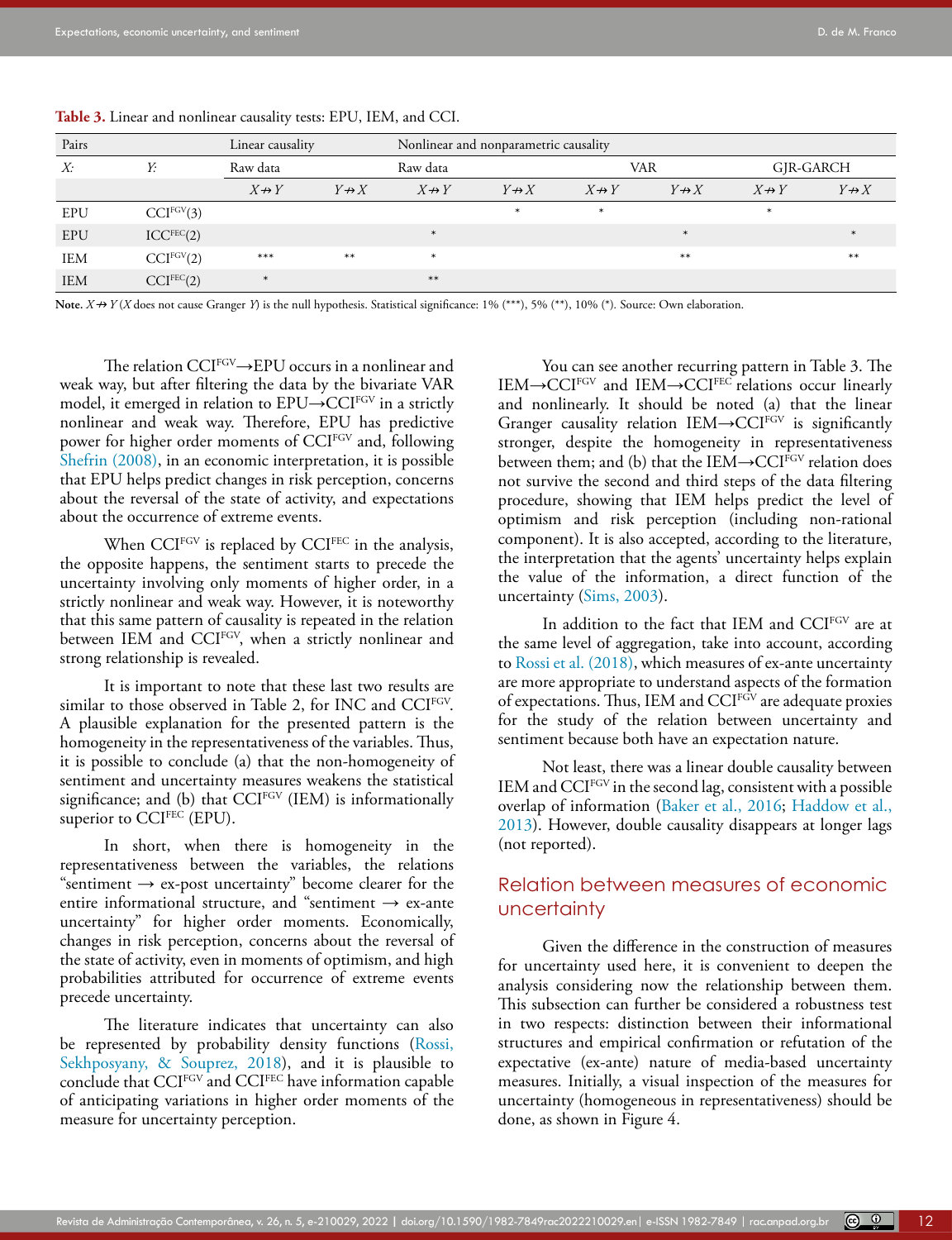**Table 3.** Linear and nonlinear causality tests: EPU, IEM, and CCI.

| Pairs | | Linear causality | | Nonlinear and nonparametric causality | | | | | |
|---|---|---|---|---|---|---|---|---|---|
| *X:* | *Y:* | Raw data | | Raw data | | VAR | | GJR-GARCH | |
| | | $X \nrightarrow Y$ | $Y \nrightarrow X$ | $X \nrightarrow Y$ | $Y \nrightarrow X$ | $X \nrightarrow Y$ | $Y \nrightarrow X$ | $X \nrightarrow Y$ | $Y \nrightarrow X$ |
| EPU | $CCI^{FGV}(3)$ | | | | * | * | | * | |
| EPU | $ICC^{FEC}(2)$ | | | * | | | * | | * |
| IEM | $CCI^{FGV}(2)$ | *** | ** | * | | | ** | | ** |
| IEM | $CCI^{FEC}(2)$ | * | | ** | | | | | |

**Note.** $X \nrightarrow Y$ (*X* does not cause Granger *Y*) is the null hypothesis. Statistical significance: 1% (***), 5% (**), 10% (*). Source: Own elaboration.

The relation $CCI^{FGV} \rightarrow EPU$ occurs in a nonlinear and weak way, but after filtering the data by the bivariate VAR model, it emerged in relation to $EPU \rightarrow CCI^{FGV}$ in a strictly nonlinear and weak way. Therefore, EPU has predictive power for higher order moments of $CCI^{FGV}$ and, following Shefrin (2008), in an economic interpretation, it is possible that EPU helps predict changes in risk perception, concerns about the reversal of the state of activity, and expectations about the occurrence of extreme events.

When $CCI^{FGV}$ is replaced by $CCI^{FEC}$ in the analysis, the opposite happens, the sentiment starts to precede the uncertainty involving only moments of higher order, in a strictly nonlinear and weak way. However, it is noteworthy that this same pattern of causality is repeated in the relation between IEM and $CCI^{FGV}$, when a strictly nonlinear and strong relationship is revealed.

It is important to note that these last two results are similar to those observed in Table 2, for INC and $CCI^{FGV}$. A plausible explanation for the presented pattern is the homogeneity in the representativeness of the variables. Thus, it is possible to conclude (a) that the non-homogeneity of sentiment and uncertainty measures weakens the statistical significance; and (b) that $CCI^{FGV}$ (IEM) is informationally superior to $CCI^{FEC}$ (EPU).

In short, when there is homogeneity in the representativeness between the variables, the relations "sentiment → ex-post uncertainty" become clearer for the entire informational structure, and "sentiment → ex-ante uncertainty" for higher order moments. Economically, changes in risk perception, concerns about the reversal of the state of activity, even in moments of optimism, and high probabilities attributed for occurrence of extreme events precede uncertainty.

The literature indicates that uncertainty can also be represented by probability density functions (Rossi, Sekhposyany, & Souprez, 2018), and it is plausible to conclude that $CCI^{FGV}$ and $CCI^{FEC}$ have information capable of anticipating variations in higher order moments of the measure for uncertainty perception.

You can see another recurring pattern in Table 3. The $IEM \rightarrow CCI^{FGV}$ and $IEM \rightarrow CCI^{FEC}$ relations occur linearly and nonlinearly. It should be noted (a) that the linear Granger causality relation $IEM \rightarrow CCI^{FGV}$ is significantly stronger, despite the homogeneity in representativeness between them; and (b) that the $IEM \rightarrow CCI^{FGV}$ relation does not survive the second and third steps of the data filtering procedure, showing that IEM helps predict the level of optimism and risk perception (including non-rational component). It is also accepted, according to the literature, the interpretation that the agents' uncertainty helps explain the value of the information, a direct function of the uncertainty (Sims, 2003).

In addition to the fact that IEM and $CCI^{FGV}$ are at the same level of aggregation, take into account, according to Rossi et al. (2018), which measures of ex-ante uncertainty are more appropriate to understand aspects of the formation of expectations. Thus, IEM and $CCI^{FGV}$ are adequate proxies for the study of the relation between uncertainty and sentiment because both have an expectation nature.

Not least, there was a linear double causality between IEM and $CCI^{FGV}$ in the second lag, consistent with a possible overlap of information (Baker et al., 2016; Haddow et al., 2013). However, double causality disappears at longer lags (not reported).

## Relation between measures of economic uncertainty

Given the difference in the construction of measures for uncertainty used here, it is convenient to deepen the analysis considering now the relationship between them. This subsection can further be considered a robustness test in two respects: distinction between their informational structures and empirical confirmation or refutation of the expectative (ex-ante) nature of media-based uncertainty measures. Initially, a visual inspection of the measures for uncertainty (homogeneous in representativeness) should be done, as shown in Figure 4.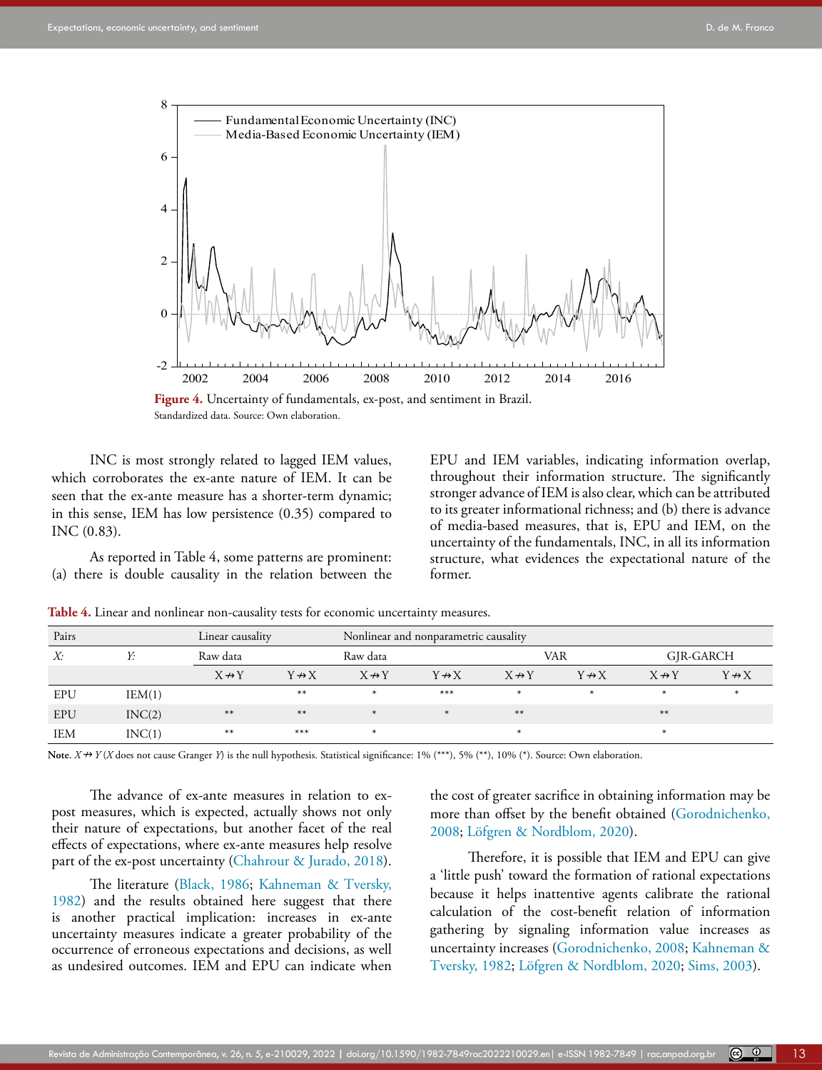Figure 4. Uncertainty of fundamentals, ex-post, and sentiment in Brazil.
Standardized data. Source: Own elaboration.

INC is most strongly related to lagged IEM values, which corroborates the ex-ante nature of IEM. It can be seen that the ex-ante measure has a shorter-term dynamic; in this sense, IEM has low persistence (0.35) compared to INC (0.83).

As reported in Table 4, some patterns are prominent: (a) there is double causality in the relation between the EPU and IEM variables, indicating information overlap, throughout their information structure. The significantly stronger advance of IEM is also clear, which can be attributed to its greater informational richness; and (b) there is advance of media-based measures, that is, EPU and IEM, on the uncertainty of the fundamentals, INC, in all its information structure, what evidences the expectational nature of the former.

**Table 4.** Linear and nonlinear non-causality tests for economic uncertainty measures.

| Pairs | | Linear causality | | Nonlinear and nonparametric causality | | | | | |
|---|---|---|---|---|---|---|---|---|---|
| *X:* | *Y:* | Raw data | | Raw data | | VAR | | GJR-GARCH | |
| | | X ↛ Y | Y ↛ X | X ↛ Y | Y ↛ X | X ↛ Y | Y ↛ X | X ↛ Y | Y ↛ X |
| EPU | IEM(1) | | ** | * | *** | * | * | * | * |
| EPU | INC(2) | ** | ** | * | * | ** | | ** | |
| IEM | INC(1) | ** | *** | * | | * | | * | |

**Note.** $X \nrightarrow Y$ (*X* does not cause Granger *Y*) is the null hypothesis. Statistical significance: 1% (***), 5% (**), 10% (*). Source: Own elaboration.

The advance of ex-ante measures in relation to ex-post measures, which is expected, actually shows not only their nature of expectations, but another facet of the real effects of expectations, where ex-ante measures help resolve part of the ex-post uncertainty (Chahrour & Jurado, 2018).

The literature (Black, 1986; Kahneman & Tversky, 1982) and the results obtained here suggest that there is another practical implication: increases in ex-ante uncertainty measures indicate a greater probability of the occurrence of erroneous expectations and decisions, as well as undesired outcomes. IEM and EPU can indicate when the cost of greater sacrifice in obtaining information may be more than offset by the benefit obtained (Gorodnichenko, 2008; Löfgren & Nordblom, 2020).

Therefore, it is possible that IEM and EPU can give a 'little push' toward the formation of rational expectations because it helps inattentive agents calibrate the rational calculation of the cost-benefit relation of information gathering by signaling information value increases as uncertainty increases (Gorodnichenko, 2008; Kahneman & Tversky, 1982; Löfgren & Nordblom, 2020; Sims, 2003).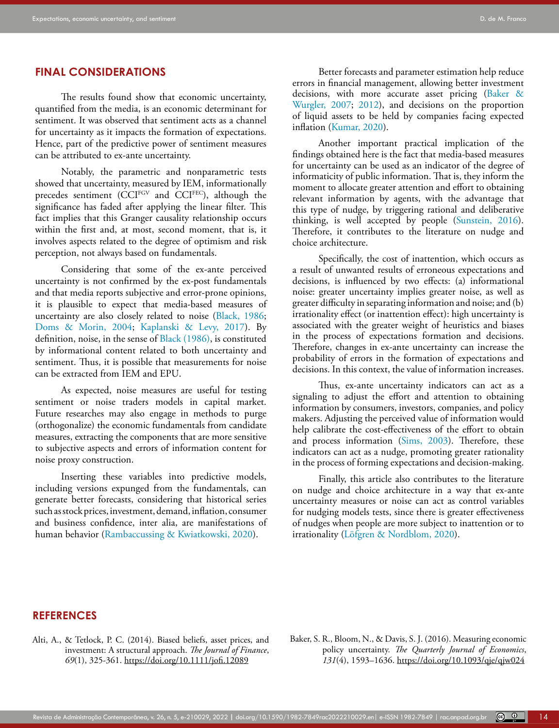## FINAL CONSIDERATIONS

The results found show that economic uncertainty, quantified from the media, is an economic determinant for sentiment. It was observed that sentiment acts as a channel for uncertainty as it impacts the formation of expectations. Hence, part of the predictive power of sentiment measures can be attributed to ex-ante uncertainty.

Notably, the parametric and nonparametric tests showed that uncertainty, measured by IEM, informationally precedes sentiment ($CCI^{FGV}$ and $CCI^{FEC}$), although the significance has faded after applying the linear filter. This fact implies that this Granger causality relationship occurs within the first and, at most, second moment, that is, it involves aspects related to the degree of optimism and risk perception, not always based on fundamentals.

Considering that some of the ex-ante perceived uncertainty is not confirmed by the ex-post fundamentals and that media reports subjective and error-prone opinions, it is plausible to expect that media-based measures of uncertainty are also closely related to noise (Black, 1986; Doms & Morin, 2004; Kaplanski & Levy, 2017). By definition, noise, in the sense of Black (1986), is constituted by informational content related to both uncertainty and sentiment. Thus, it is possible that measurements for noise can be extracted from IEM and EPU.

As expected, noise measures are useful for testing sentiment or noise traders models in capital market. Future researches may also engage in methods to purge (orthogonalize) the economic fundamentals from candidate measures, extracting the components that are more sensitive to subjective aspects and errors of information content for noise proxy construction.

Inserting these variables into predictive models, including versions expunged from the fundamentals, can generate better forecasts, considering that historical series such as stock prices, investment, demand, inflation, consumer and business confidence, inter alia, are manifestations of human behavior (Rambaccussing & Kwiatkowski, 2020).

Better forecasts and parameter estimation help reduce errors in financial management, allowing better investment decisions, with more accurate asset pricing (Baker & Wurgler, 2007; 2012), and decisions on the proportion of liquid assets to be held by companies facing expected inflation (Kumar, 2020).

Another important practical implication of the findings obtained here is the fact that media-based measures for uncertainty can be used as an indicator of the degree of informaticity of public information. That is, they inform the moment to allocate greater attention and effort to obtaining relevant information by agents, with the advantage that this type of nudge, by triggering rational and deliberative thinking, is well accepted by people (Sunstein, 2016). Therefore, it contributes to the literature on nudge and choice architecture.

Specifically, the cost of inattention, which occurs as a result of unwanted results of erroneous expectations and decisions, is influenced by two effects: (a) informational noise: greater uncertainty implies greater noise, as well as greater difficulty in separating information and noise; and (b) irrationality effect (or inattention effect): high uncertainty is associated with the greater weight of heuristics and biases in the process of expectations formation and decisions. Therefore, changes in ex-ante uncertainty can increase the probability of errors in the formation of expectations and decisions. In this context, the value of information increases.

Thus, ex-ante uncertainty indicators can act as a signaling to adjust the effort and attention to obtaining information by consumers, investors, companies, and policy makers. Adjusting the perceived value of information would help calibrate the cost-effectiveness of the effort to obtain and process information (Sims, 2003). Therefore, these indicators can act as a nudge, promoting greater rationality in the process of forming expectations and decision-making.

Finally, this article also contributes to the literature on nudge and choice architecture in a way that ex-ante uncertainty measures or noise can act as control variables for nudging models tests, since there is greater effectiveness of nudges when people are more subject to inattention or to irrationality (Löfgren & Nordblom, 2020).

## REFERENCES

Alti, A., & Tetlock, P. C. (2014). Biased beliefs, asset prices, and investment: A structural approach. *The Journal of Finance*, *69*(1), 325-361. https://doi.org/10.1111/jofi.12089

Baker, S. R., Bloom, N., & Davis, S. J. (2016). Measuring economic policy uncertainty. *The Quarterly Journal of Economics*, *131*(4), 1593–1636. https://doi.org/10.1093/qje/qjw024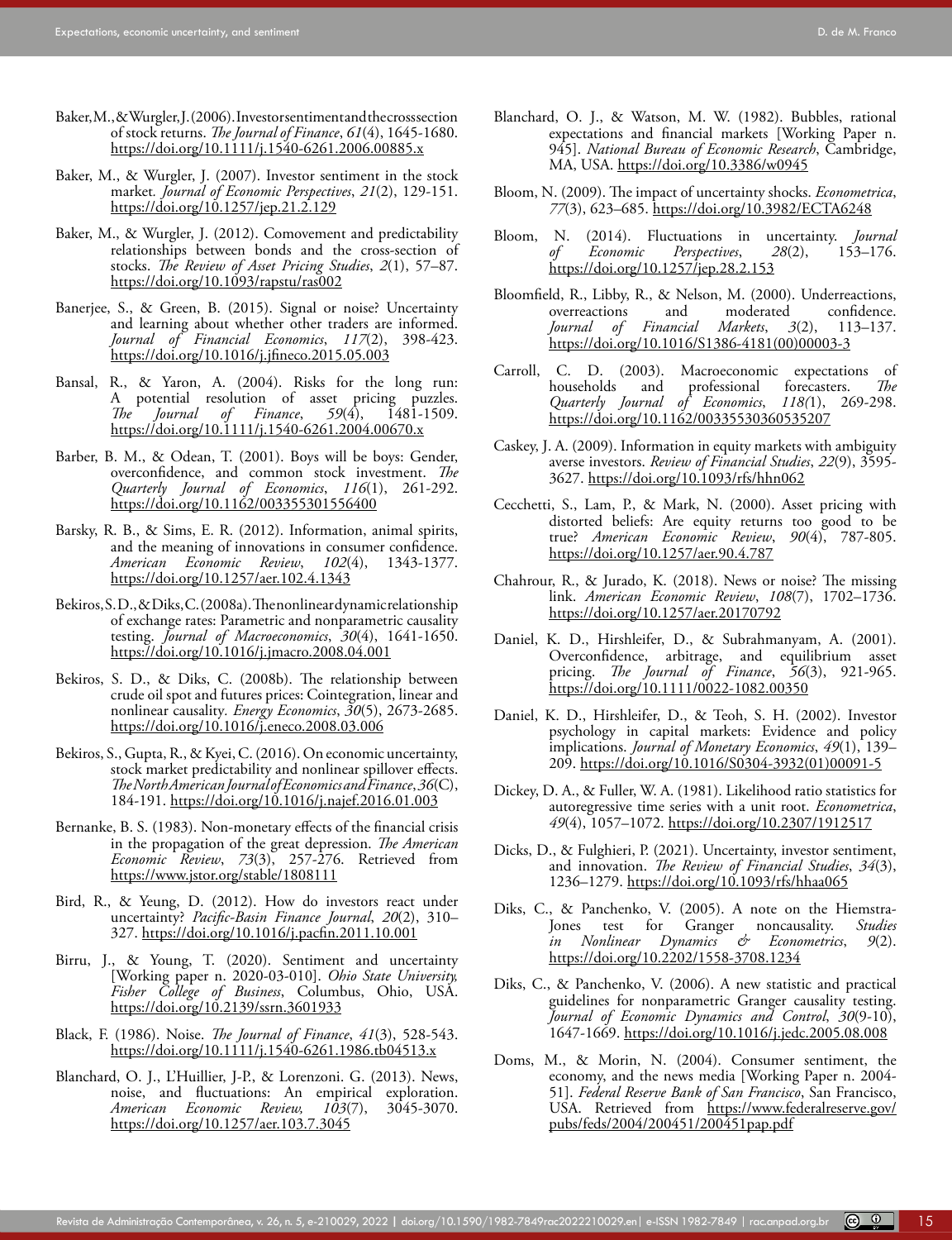Baker, M., & Wurgler, J. (2006). Investor sentiment and the crosssection of stock returns. *The Journal of Finance*, *61*(4), 1645-1680. https://doi.org/10.1111/j.1540-6261.2006.00885.x

Baker, M., & Wurgler, J. (2007). Investor sentiment in the stock market. *Journal of Economic Perspectives*, *21*(2), 129-151. https://doi.org/10.1257/jep.21.2.129

Baker, M., & Wurgler, J. (2012). Comovement and predictability relationships between bonds and the cross-section of stocks. *The Review of Asset Pricing Studies*, *2*(1), 57–87. https://doi.org/10.1093/rapstu/ras002

Banerjee, S., & Green, B. (2015). Signal or noise? Uncertainty and learning about whether other traders are informed. *Journal of Financial Economics*, *117*(2), 398-423. https://doi.org/10.1016/j.jfineco.2015.05.003

Bansal, R., & Yaron, A. (2004). Risks for the long run: A potential resolution of asset pricing puzzles. *The Journal of Finance*, *59*(4), 1481-1509. https://doi.org/10.1111/j.1540-6261.2004.00670.x

Barber, B. M., & Odean, T. (2001). Boys will be boys: Gender, overconfidence, and common stock investment. *The Quarterly Journal of Economics*, *116*(1), 261-292. https://doi.org/10.1162/003355301556400

Barsky, R. B., & Sims, E. R. (2012). Information, animal spirits, and the meaning of innovations in consumer confidence. *American Economic Review*, *102*(4), 1343-1377. https://doi.org/10.1257/aer.102.4.1343

Bekiros, S. D., & Diks, C. (2008a). The nonlinear dynamic relationship of exchange rates: Parametric and nonparametric causality testing. *Journal of Macroeconomics*, *30*(4), 1641-1650. https://doi.org/10.1016/j.jmacro.2008.04.001

Bekiros, S. D., & Diks, C. (2008b). The relationship between crude oil spot and futures prices: Cointegration, linear and nonlinear causality. *Energy Economics*, *30*(5), 2673-2685. https://doi.org/10.1016/j.eneco.2008.03.006

Bekiros, S., Gupta, R., & Kyei, C. (2016). On economic uncertainty, stock market predictability and nonlinear spillover effects. *The North American Journal of Economics and Finance*, *36*(C), 184-191. https://doi.org/10.1016/j.najef.2016.01.003

Bernanke, B. S. (1983). Non-monetary effects of the financial crisis in the propagation of the great depression. *The American Economic Review*, *73*(3), 257-276. Retrieved from https://www.jstor.org/stable/1808111

Bird, R., & Yeung, D. (2012). How do investors react under uncertainty? *Pacific-Basin Finance Journal*, *20*(2), 310–327. https://doi.org/10.1016/j.pacfin.2011.10.001

Birru, J., & Young, T. (2020). Sentiment and uncertainty [Working paper n. 2020-03-010]. *Ohio State University, Fisher College of Business*, Columbus, Ohio, USA. https://doi.org/10.2139/ssrn.3601933

Black, F. (1986). Noise. *The Journal of Finance*, *41*(3), 528-543. https://doi.org/10.1111/j.1540-6261.1986.tb04513.x

Blanchard, O. J., L'Huillier, J-P., & Lorenzoni. G. (2013). News, noise, and fluctuations: An empirical exploration. *American Economic Review*, *103*(7), 3045-3070. https://doi.org/10.1257/aer.103.7.3045

Blanchard, O. J., & Watson, M. W. (1982). Bubbles, rational expectations and financial markets [Working Paper n. 945]. *National Bureau of Economic Research*, Cambridge, MA, USA. https://doi.org/10.3386/w0945

Bloom, N. (2009). The impact of uncertainty shocks. *Econometrica*, *77*(3), 623–685. https://doi.org/10.3982/ECTA6248

Bloom, N. (2014). Fluctuations in uncertainty. *Journal of Economic Perspectives*, *28*(2), 153–176. https://doi.org/10.1257/jep.28.2.153

Bloomfield, R., Libby, R., & Nelson, M. (2000). Underreactions, overreactions and moderated confidence. *Journal of Financial Markets*, *3*(2), 113–137. https://doi.org/10.1016/S1386-4181(00)00003-3

Carroll, C. D. (2003). Macroeconomic expectations of households and professional forecasters. *The Quarterly Journal of Economics*, *118*(1), 269-298. https://doi.org/10.1162/00335530360535207

Caskey, J. A. (2009). Information in equity markets with ambiguity averse investors. *Review of Financial Studies*, *22*(9), 3595-3627. https://doi.org/10.1093/rfs/hhn062

Cecchetti, S., Lam, P., & Mark, N. (2000). Asset pricing with distorted beliefs: Are equity returns too good to be true? *American Economic Review*, *90*(4), 787-805. https://doi.org/10.1257/aer.90.4.787

Chahrour, R., & Jurado, K. (2018). News or noise? The missing link. *American Economic Review*, *108*(7), 1702–1736. https://doi.org/10.1257/aer.20170792

Daniel, K. D., Hirshleifer, D., & Subrahmanyam, A. (2001). Overconfidence, arbitrage, and equilibrium asset pricing. *The Journal of Finance*, *56*(3), 921-965. https://doi.org/10.1111/0022-1082.00350

Daniel, K. D., Hirshleifer, D., & Teoh, S. H. (2002). Investor psychology in capital markets: Evidence and policy implications. *Journal of Monetary Economics*, *49*(1), 139–209. https://doi.org/10.1016/S0304-3932(01)00091-5

Dickey, D. A., & Fuller, W. A. (1981). Likelihood ratio statistics for autoregressive time series with a unit root. *Econometrica*, *49*(4), 1057–1072. https://doi.org/10.2307/1912517

Dicks, D., & Fulghieri, P. (2021). Uncertainty, investor sentiment, and innovation. *The Review of Financial Studies*, *34*(3), 1236–1279. https://doi.org/10.1093/rfs/hhaa065

Diks, C., & Panchenko, V. (2005). A note on the Hiemstra-Jones test for Granger noncausality. *Studies in Nonlinear Dynamics & Econometrics*, *9*(2). https://doi.org/10.2202/1558-3708.1234

Diks, C., & Panchenko, V. (2006). A new statistic and practical guidelines for nonparametric Granger causality testing. *Journal of Economic Dynamics and Control*, *30*(9-10), 1647-1669. https://doi.org/10.1016/j.jedc.2005.08.008

Doms, M., & Morin, N. (2004). Consumer sentiment, the economy, and the news media [Working Paper n. 2004-51]. *Federal Reserve Bank of San Francisco*, San Francisco, USA. Retrieved from https://www.federalreserve.gov/pubs/feds/2004/200451/200451pap.pdf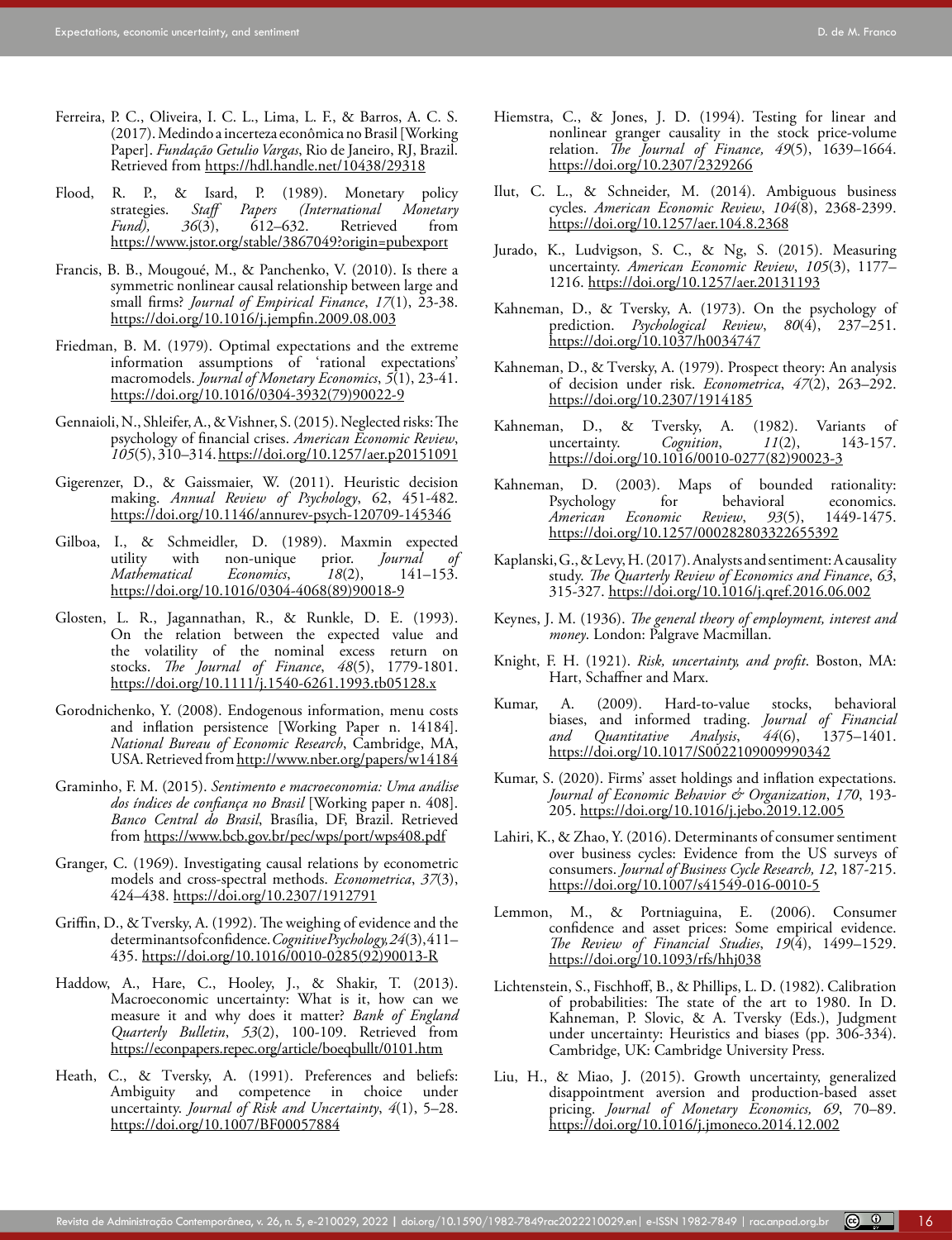Ferreira, P. C., Oliveira, I. C. L., Lima, L. F., & Barros, A. C. S. (2017). Medindo a incerteza econômica no Brasil [Working Paper]. *Fundação Getulio Vargas*, Rio de Janeiro, RJ, Brazil. Retrieved from https://hdl.handle.net/10438/29318

Flood, R. P., & Isard, P. (1989). Monetary policy strategies. *Staff Papers (International Monetary Fund)*, *36*(3), 612–632. Retrieved from https://www.jstor.org/stable/3867049?origin=pubexport

Francis, B. B., Mougoué, M., & Panchenko, V. (2010). Is there a symmetric nonlinear causal relationship between large and small firms? *Journal of Empirical Finance*, *17*(1), 23-38. https://doi.org/10.1016/j.jempfin.2009.08.003

Friedman, B. M. (1979). Optimal expectations and the extreme information assumptions of 'rational expectations' macromodels. *Journal of Monetary Economics*, *5*(1), 23-41. https://doi.org/10.1016/0304-3932(79)90022-9

Gennaioli, N., Shleifer, A., & Vishner, S. (2015). Neglected risks: The psychology of financial crises. *American Economic Review*, *105*(5), 310–314. https://doi.org/10.1257/aer.p20151091

Gigerenzer, D., & Gaissmaier, W. (2011). Heuristic decision making. *Annual Review of Psychology*, 62, 451-482. https://doi.org/10.1146/annurev-psych-120709-145346

Gilboa, I., & Schmeidler, D. (1989). Maxmin expected utility with non-unique prior. *Journal of Mathematical Economics*, *18*(2), 141–153. https://doi.org/10.1016/0304-4068(89)90018-9

Glosten, L. R., Jagannathan, R., & Runkle, D. E. (1993). On the relation between the expected value and the volatility of the nominal excess return on stocks. *The Journal of Finance*, *48*(5), 1779-1801. https://doi.org/10.1111/j.1540-6261.1993.tb05128.x

Gorodnichenko, Y. (2008). Endogenous information, menu costs and inflation persistence [Working Paper n. 14184]. *National Bureau of Economic Research*, Cambridge, MA, USA. Retrieved from http://www.nber.org/papers/w14184

Graminho, F. M. (2015). *Sentimento e macroeconomia: Uma análise dos índices de confiança no Brasil* [Working paper n. 408]. *Banco Central do Brasil*, Brasília, DF, Brazil. Retrieved from https://www.bcb.gov.br/pec/wps/port/wps408.pdf

Granger, C. (1969). Investigating causal relations by econometric models and cross-spectral methods. *Econometrica*, *37*(3), 424–438. https://doi.org/10.2307/1912791

Griffin, D., & Tversky, A. (1992). The weighing of evidence and the determinants of confidence. *Cognitive Psychology, 24*(3), 411–435. https://doi.org/10.1016/0010-0285(92)90013-R

Haddow, A., Hare, C., Hooley, J., & Shakir, T. (2013). Macroeconomic uncertainty: What is it, how can we measure it and why does it matter? *Bank of England Quarterly Bulletin*, *53*(2), 100-109. Retrieved from https://econpapers.repec.org/article/boeqbullt/0101.htm

Heath, C., & Tversky, A. (1991). Preferences and beliefs: Ambiguity and competence in choice under uncertainty. *Journal of Risk and Uncertainty*, *4*(1), 5–28. https://doi.org/10.1007/BF00057884

Hiemstra, C., & Jones, J. D. (1994). Testing for linear and nonlinear granger causality in the stock price-volume relation. *The Journal of Finance, 49*(5), 1639–1664. https://doi.org/10.2307/2329266

Ilut, C. L., & Schneider, M. (2014). Ambiguous business cycles. *American Economic Review*, *104*(8), 2368-2399. https://doi.org/10.1257/aer.104.8.2368

Jurado, K., Ludvigson, S. C., & Ng, S. (2015). Measuring uncertainty. *American Economic Review*, *105*(3), 1177–1216. https://doi.org/10.1257/aer.20131193

Kahneman, D., & Tversky, A. (1973). On the psychology of prediction. *Psychological Review*, *80*(4), 237–251. https://doi.org/10.1037/h0034747

Kahneman, D., & Tversky, A. (1979). Prospect theory: An analysis of decision under risk. *Econometrica*, *47*(2), 263–292. https://doi.org/10.2307/1914185

Kahneman, D., & Tversky, A. (1982). Variants of uncertainty. *Cognition*, *11*(2), 143-157. https://doi.org/10.1016/0010-0277(82)90023-3

Kahneman, D. (2003). Maps of bounded rationality: Psychology for behavioral economics. *American Economic Review*, *93*(5), 1449-1475. https://doi.org/10.1257/000282803322655392

Kaplanski, G., & Levy, H. (2017). Analysts and sentiment: A causality study. *The Quarterly Review of Economics and Finance*, *63*, 315-327. https://doi.org/10.1016/j.qref.2016.06.002

Keynes, J. M. (1936). *The general theory of employment, interest and money*. London: Palgrave Macmillan.

Knight, F. H. (1921). *Risk, uncertainty, and profit*. Boston, MA: Hart, Schaffner and Marx.

Kumar, A. (2009). Hard-to-value stocks, behavioral biases, and informed trading. *Journal of Financial and Quantitative Analysis*, *44*(6), 1375–1401. https://doi.org/10.1017/S0022109009990342

Kumar, S. (2020). Firms' asset holdings and inflation expectations. *Journal of Economic Behavior & Organization*, *170*, 193-205. https://doi.org/10.1016/j.jebo.2019.12.005

Lahiri, K., & Zhao, Y. (2016). Determinants of consumer sentiment over business cycles: Evidence from the US surveys of consumers. *Journal of Business Cycle Research, 12*, 187-215. https://doi.org/10.1007/s41549-016-0010-5

Lemmon, M., & Portniaguina, E. (2006). Consumer confidence and asset prices: Some empirical evidence. *The Review of Financial Studies*, *19*(4), 1499–1529. https://doi.org/10.1093/rfs/hhj038

Lichtenstein, S., Fischhoff, B., & Phillips, L. D. (1982). Calibration of probabilities: The state of the art to 1980. In D. Kahneman, P. Slovic, & A. Tversky (Eds.), Judgment under uncertainty: Heuristics and biases (pp. 306-334). Cambridge, UK: Cambridge University Press.

Liu, H., & Miao, J. (2015). Growth uncertainty, generalized disappointment aversion and production-based asset pricing. *Journal of Monetary Economics*, *69*, 70–89. https://doi.org/10.1016/j.jmoneco.2014.12.002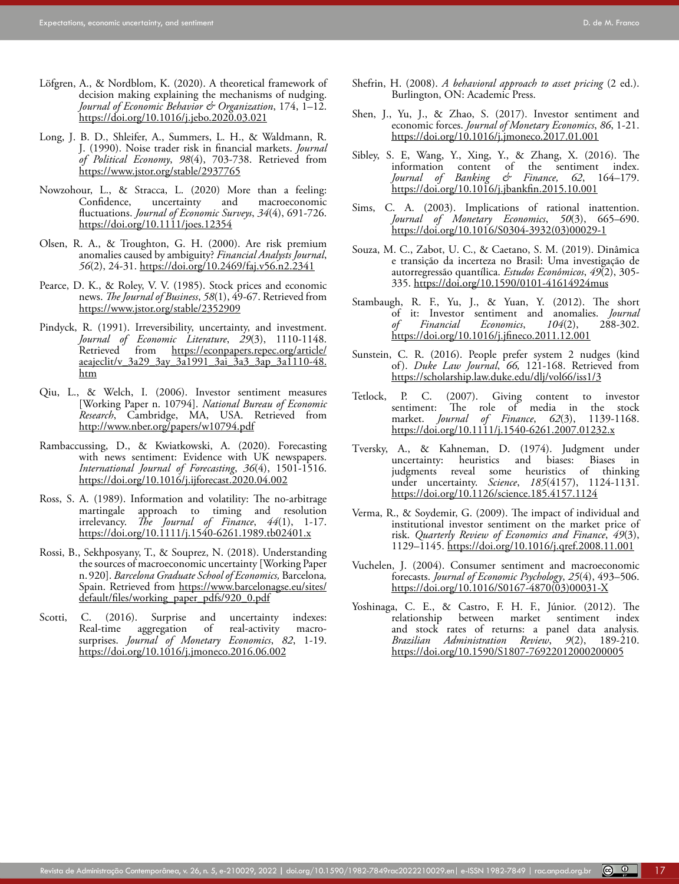Löfgren, A., & Nordblom, K. (2020). A theoretical framework of decision making explaining the mechanisms of nudging. *Journal of Economic Behavior & Organization*, 174, 1–12. https://doi.org/10.1016/j.jebo.2020.03.021

Long, J. B. D., Shleifer, A., Summers, L. H., & Waldmann, R. J. (1990). Noise trader risk in financial markets. *Journal of Political Economy*, *98*(4), 703-738. Retrieved from https://www.jstor.org/stable/2937765

Nowzohour, L., & Stracca, L. (2020) More than a feeling: Confidence, uncertainty and macroeconomic fluctuations. *Journal of Economic Surveys*, *34*(4), 691-726. https://doi.org/10.1111/joes.12354

Olsen, R. A., & Troughton, G. H. (2000). Are risk premium anomalies caused by ambiguity? *Financial Analysts Journal*, *56*(2), 24-31. https://doi.org/10.2469/faj.v56.n2.2341

Pearce, D. K., & Roley, V. V. (1985). Stock prices and economic news. *The Journal of Business*, *58*(1), 49-67. Retrieved from https://www.jstor.org/stable/2352909

Pindyck, R. (1991). Irreversibility, uncertainty, and investment. *Journal of Economic Literature*, *29*(3), 1110-1148. Retrieved from https://econpapers.repec.org/article/aeajeclit/v_3a29_3ay_3a1991_3ai_3a3_3ap_3a1110-48.htm

Qiu, L., & Welch, I. (2006). Investor sentiment measures [Working Paper n. 10794]. *National Bureau of Economic Research*, Cambridge, MA, USA. Retrieved from http://www.nber.org/papers/w10794.pdf

Rambaccussing, D., & Kwiatkowski, A. (2020). Forecasting with news sentiment: Evidence with UK newspapers. *International Journal of Forecasting*, *36*(4), 1501-1516. https://doi.org/10.1016/j.ijforecast.2020.04.002

Ross, S. A. (1989). Information and volatility: The no-arbitrage martingale approach to timing and resolution irrelevancy. *The Journal of Finance*, *44*(1), 1-17. https://doi.org/10.1111/j.1540-6261.1989.tb02401.x

Rossi, B., Sekhposyany, T., & Souprez, N. (2018). Understanding the sources of macroeconomic uncertainty [Working Paper n. 920]. *Barcelona Graduate School of Economics,* Barcelona, Spain. Retrieved from https://www.barcelonagse.eu/sites/default/files/working_paper_pdfs/920_0.pdf

Scotti, C. (2016). Surprise and uncertainty indexes: Real-time aggregation of real-activity macro-surprises. *Journal of Monetary Economics*, *82*, 1-19. https://doi.org/10.1016/j.jmoneco.2016.06.002

Shefrin, H. (2008). *A behavioral approach to asset pricing* (2 ed.). Burlington, ON: Academic Press.

Shen, J., Yu, J., & Zhao, S. (2017). Investor sentiment and economic forces. *Journal of Monetary Economics*, *86*, 1-21. https://doi.org/10.1016/j.jmoneco.2017.01.001

Sibley, S. E, Wang, Y., Xing, Y., & Zhang, X. (2016). The information content of the sentiment index. *Journal of Banking & Finance, 62*, 164–179. https://doi.org/10.1016/j.jbankfin.2015.10.001

Sims, C. A. (2003). Implications of rational inattention. *Journal of Monetary Economics*, *50*(3), 665–690. https://doi.org/10.1016/S0304-3932(03)00029-1

Souza, M. C., Zabot, U. C., & Caetano, S. M. (2019). Dinâmica e transição da incerteza no Brasil: Uma investigação de autorregressão quantílica. *Estudos Econômicos*, *49*(2), 305-335. https://doi.org/10.1590/0101-41614924mus

Stambaugh, R. F., Yu, J., & Yuan, Y. (2012). The short of it: Investor sentiment and anomalies. *Journal of Financial Economics*, *104*(2), 288-302. https://doi.org/10.1016/j.jfineco.2011.12.001

Sunstein, C. R. (2016). People prefer system 2 nudges (kind of). *Duke Law Journal*, *66,* 121-168. Retrieved from https://scholarship.law.duke.edu/dlj/vol66/iss1/3

Tetlock, P. C. (2007). Giving content to investor sentiment: The role of media in the stock market. *Journal of Finance*, *62*(3), 1139-1168. https://doi.org/10.1111/j.1540-6261.2007.01232.x

Tversky, A., & Kahneman, D. (1974). Judgment under uncertainty: heuristics and biases: Biases in judgments reveal some heuristics of thinking under uncertainty. *Science*, *185*(4157), 1124-1131. https://doi.org/10.1126/science.185.4157.1124

Verma, R., & Soydemir, G. (2009). The impact of individual and institutional investor sentiment on the market price of risk. *Quarterly Review of Economics and Finance*, *49*(3), 1129–1145. https://doi.org/10.1016/j.qref.2008.11.001

Vuchelen, J. (2004). Consumer sentiment and macroeconomic forecasts. *Journal of Economic Psychology*, *25*(4), 493–506. https://doi.org/10.1016/S0167-4870(03)00031-X

Yoshinaga, C. E., & Castro, F. H. F., Júnior. (2012). The relationship between market sentiment index and stock rates of returns: a panel data analysis. *Brazilian Administration Review*, *9*(2), 189-210. https://doi.org/10.1590/S1807-76922012000200005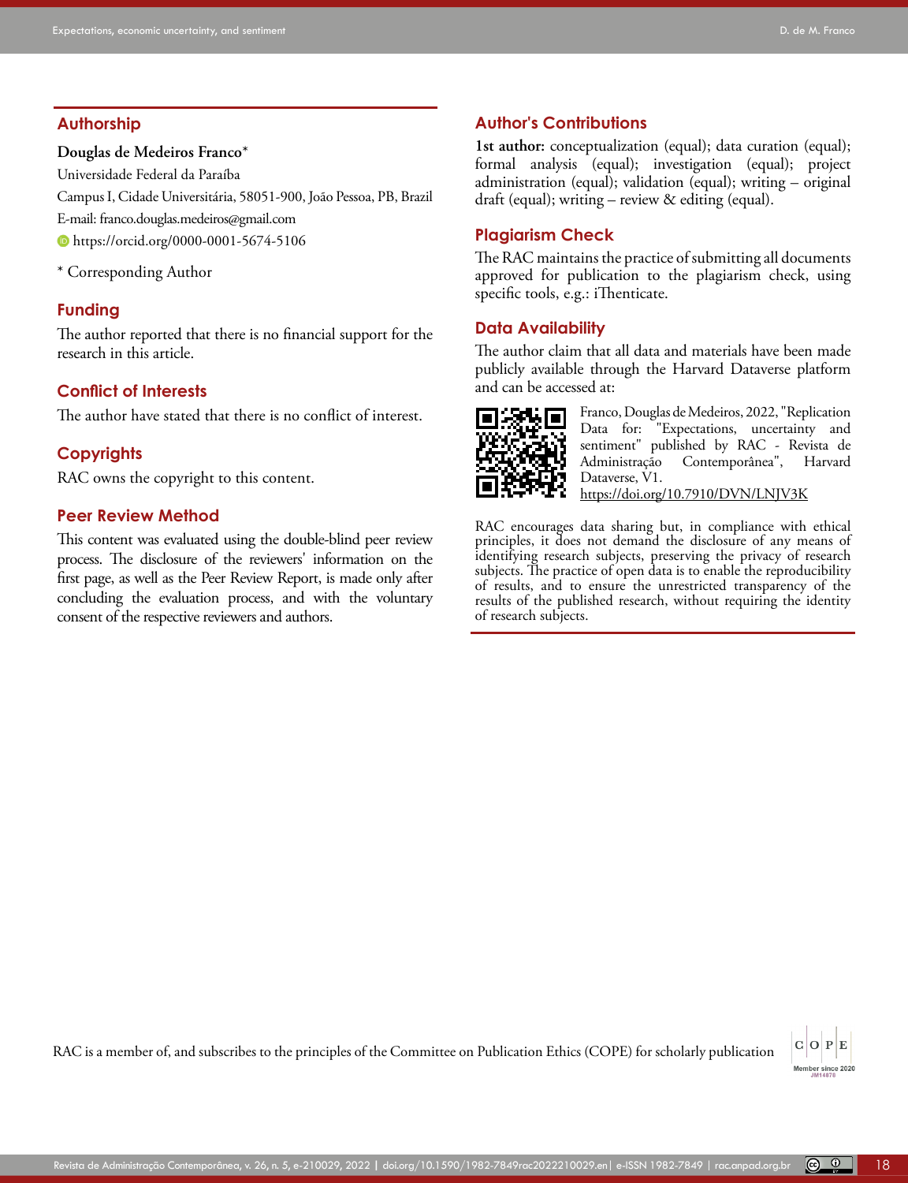## Authorship

**Douglas de Medeiros Franco***

Universidade Federal da Paraíba

Campus I, Cidade Universitária, 58051-900, João Pessoa, PB, Brazil

E-mail: franco.douglas.medeiros@gmail.com

https://orcid.org/0000-0001-5674-5106

* Corresponding Author

## Funding

The author reported that there is no financial support for the research in this article.

## Conflict of Interests

The author have stated that there is no conflict of interest.

## Copyrights

RAC owns the copyright to this content.

## Peer Review Method

This content was evaluated using the double-blind peer review process. The disclosure of the reviewers' information on the first page, as well as the Peer Review Report, is made only after concluding the evaluation process, and with the voluntary consent of the respective reviewers and authors.

## Author's Contributions

**1st author:** conceptualization (equal); data curation (equal); formal analysis (equal); investigation (equal); project administration (equal); validation (equal); writing – original draft (equal); writing – review & editing (equal).

## Plagiarism Check

The RAC maintains the practice of submitting all documents approved for publication to the plagiarism check, using specific tools, e.g.: iThenticate.

## Data Availability

The author claim that all data and materials have been made publicly available through the Harvard Dataverse platform and can be accessed at:

Franco, Douglas de Medeiros, 2022, "Replication Data for: "Expectations, uncertainty and sentiment" published by RAC - Revista de Administração Contemporânea", Harvard Dataverse, V1.
https://doi.org/10.7910/DVN/LNJV3K

RAC encourages data sharing but, in compliance with ethical principles, it does not demand the disclosure of any means of identifying research subjects, preserving the privacy of research subjects. The practice of open data is to enable the reproducibility of results, and to ensure the unrestricted transparency of the results of the published research, without requiring the identity of research subjects.

RAC is a member of, and subscribes to the principles of the Committee on Publication Ethics (COPE) for scholarly publication